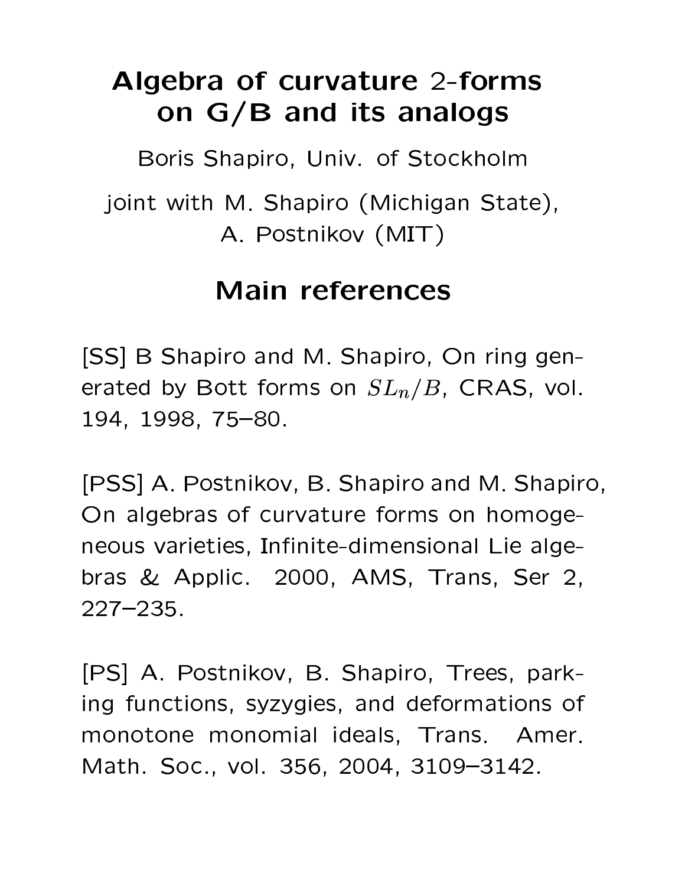# Algebra of curvature 2-forms on G/B and its analogs

Boris Shapiro, Univ. of Stockholm

joint with M. Shapiro (Michigan State), A. Postnikov (MIT)

## Main references

[SS] B Shapiro and M. Shapiro, On ring generated by Bott forms on $SL_n/B$, CRAS, vol. 194, 1998, 75–80.

[PSS] A. Postnikov, B. Shapiro and M. Shapiro, On algebras of curvature forms on homogeneous varieties, Infinite-dimensional Lie algebras & Applic. 2000, AMS, Trans, Ser 2, 227–235.

[PS] A. Postnikov, B. Shapiro, Trees, parking functions, syzygies, and deformations of monotone monomial ideals, Trans. Amer. Math. Soc., vol. 356, 2004, 3109–3142.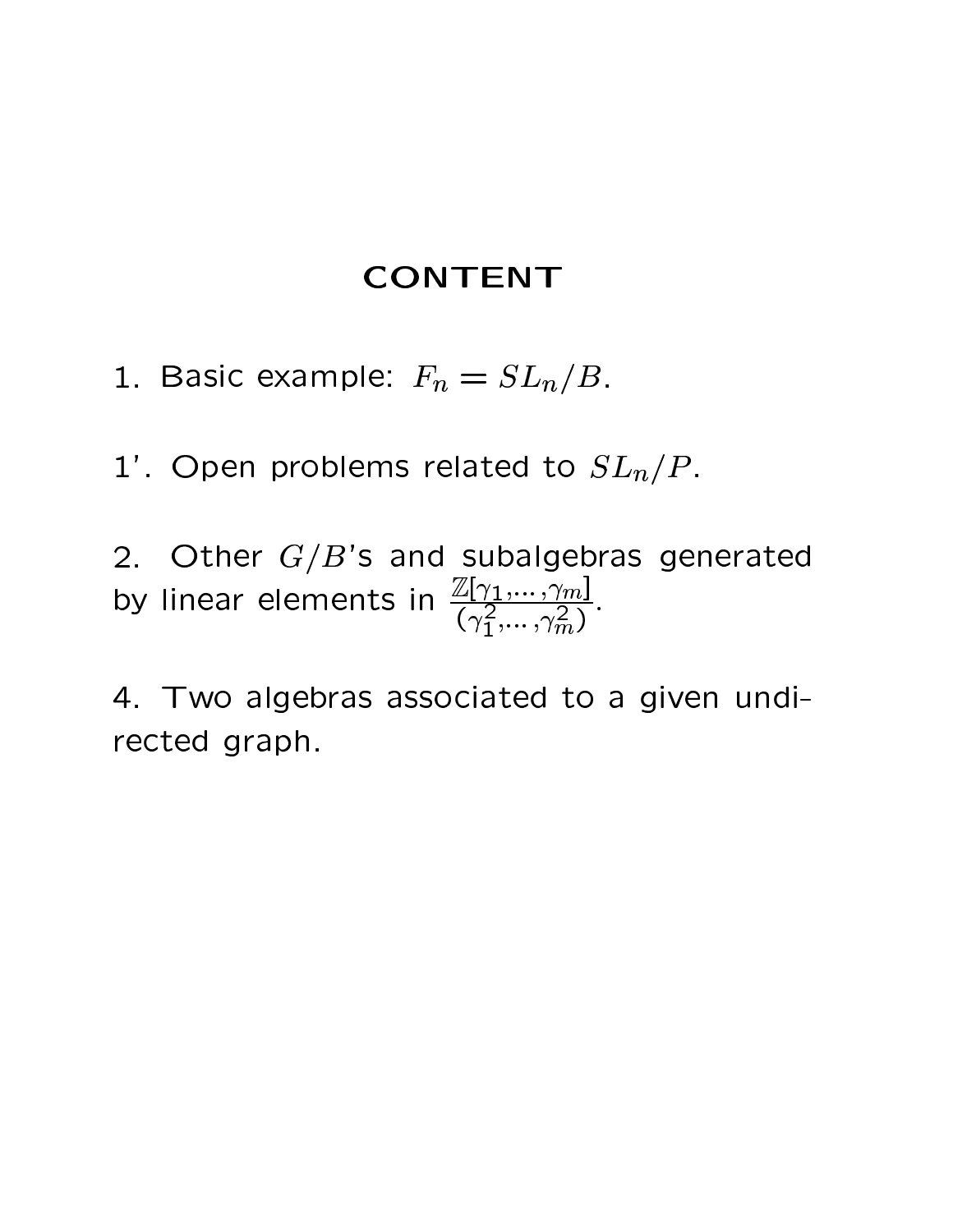# CONTENT

1. Basic example: $F_n = SL_n/B$.

1'. Open problems related to $SL_n/P$.

2. Other $G/B$'s and subalgebras generated by linear elements in $\frac{\mathbb{Z}[\gamma_1,\dots,\gamma_m]}{(\gamma_1^2,\dots,\gamma_m^2)}$.

4. Two algebras associated to a given undirected graph.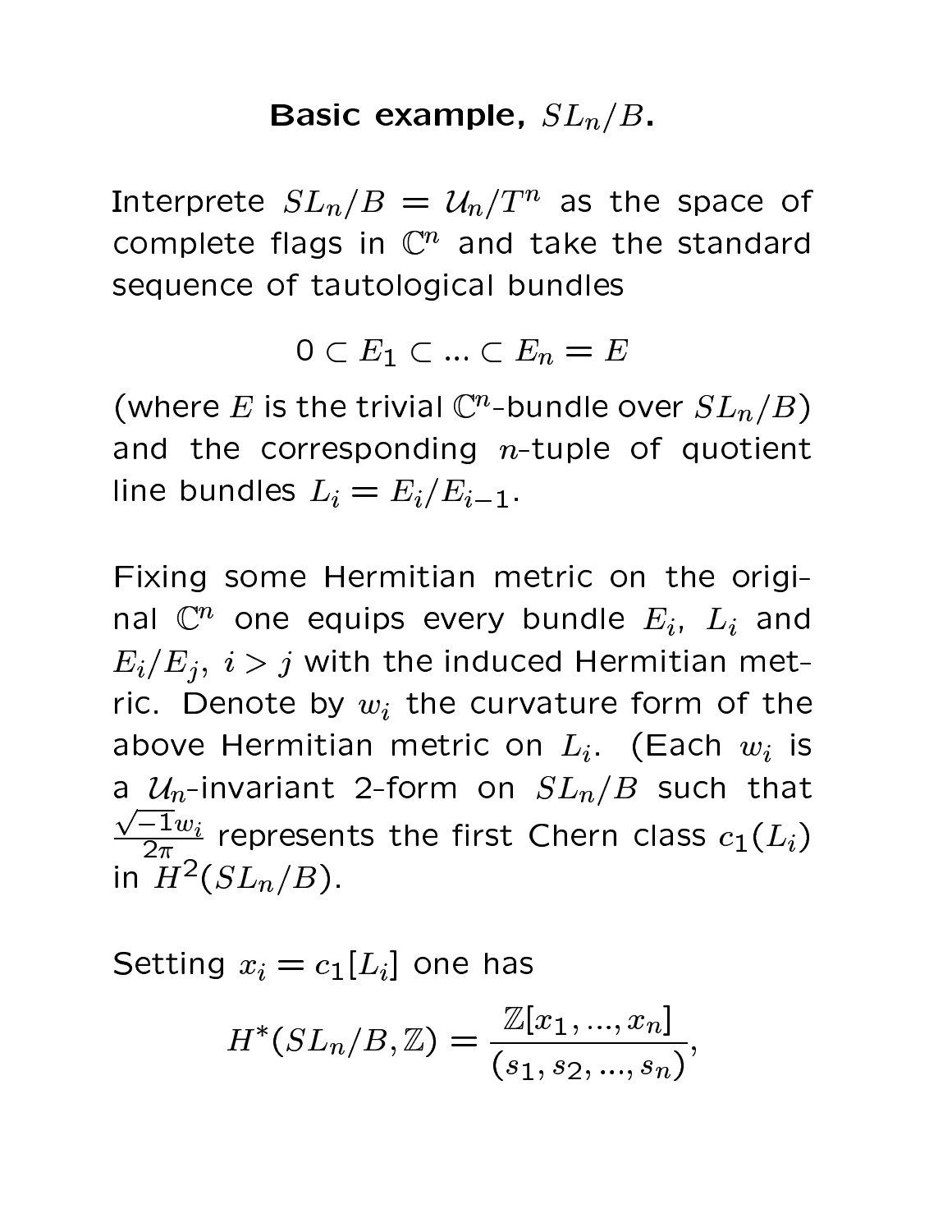# Basic example, $SL_n/B$.

Interprete $SL_n/B = \mathcal{U}_n/T^n$ as the space of complete flags in $\mathbb{C}^n$ and take the standard sequence of tautological bundles

$$0 \subset E_1 \subset \ldots \subset E_n = E$$

(where $E$ is the trivial $\mathbb{C}^n$-bundle over $SL_n/B$) and the corresponding $n$-tuple of quotient line bundles $L_i = E_i/E_{i-1}$.

Fixing some Hermitian metric on the original $\mathbb{C}^n$ one equips every bundle $E_i$, $L_i$ and $E_i/E_j$, $i > j$ with the induced Hermitian metric. Denote by $w_i$ the curvature form of the above Hermitian metric on $L_i$. (Each $w_i$ is a $\mathcal{U}_n$-invariant 2-form on $SL_n/B$ such that $\frac{\sqrt{-1}w_i}{2\pi}$ represents the first Chern class $c_1(L_i)$ in $H^2(SL_n/B)$.

Setting $x_i = c_1[L_i]$ one has

$$H^*(SL_n/B, \mathbb{Z}) = \frac{\mathbb{Z}[x_1, \ldots, x_n]}{(s_1, s_2, \ldots, s_n)},$$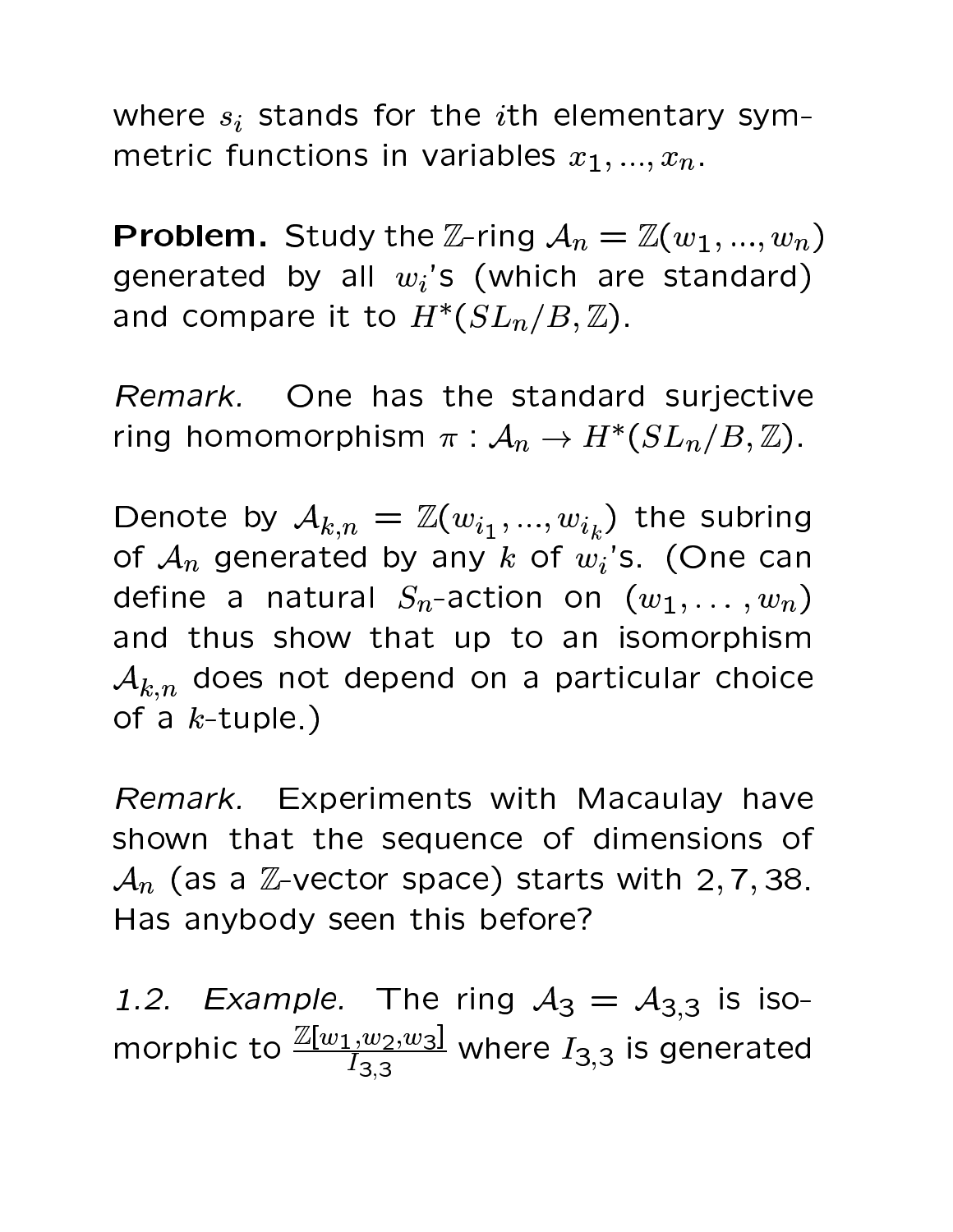where $s_i$ stands for the $i$th elementary symmetric functions in variables $x_1, ..., x_n$.

**Problem.** Study the $\mathbb{Z}$-ring $\mathcal{A}_n = \mathbb{Z}(w_1, ..., w_n)$ generated by all $w_i$'s (which are standard) and compare it to $H^*(SL_n/B, \mathbb{Z})$.

*Remark.* One has the standard surjective ring homomorphism $\pi : \mathcal{A}_n \to H^*(SL_n/B, \mathbb{Z})$.

Denote by $\mathcal{A}_{k,n} = \mathbb{Z}(w_{i_1}, ..., w_{i_k})$ the subring of $\mathcal{A}_n$ generated by any $k$ of $w_i$'s. (One can define a natural $S_n$-action on $(w_1, \ldots, w_n)$ and thus show that up to an isomorphism $\mathcal{A}_{k,n}$ does not depend on a particular choice of a $k$-tuple.)

*Remark.* Experiments with Macaulay have shown that the sequence of dimensions of $\mathcal{A}_n$ (as a $\mathbb{Z}$-vector space) starts with $2, 7, 38$. Has anybody seen this before?

*1.2. Example.* The ring $\mathcal{A}_3 = \mathcal{A}_{3,3}$ is isomorphic to $\frac{\mathbb{Z}[w_1, w_2, w_3]}{I_{3,3}}$ where $I_{3,3}$ is generated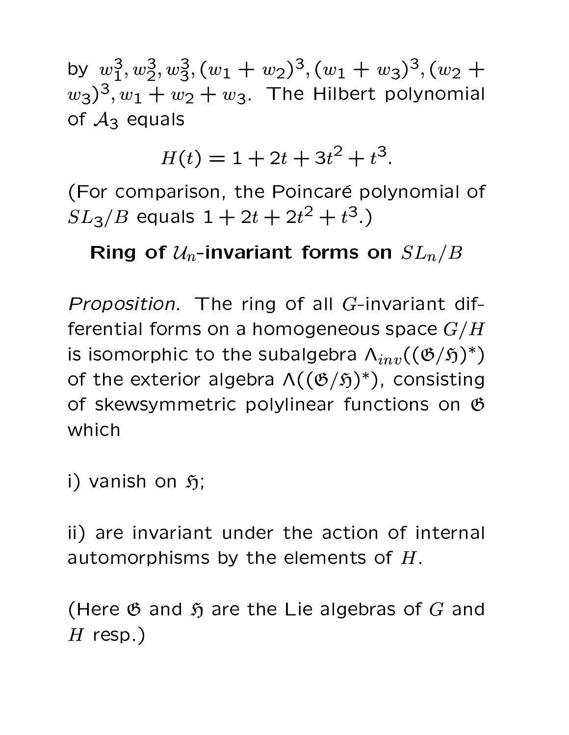by $w_1^3, w_2^3, w_3^3, (w_1 + w_2)^3, (w_1 + w_3)^3, (w_2 + w_3)^3, w_1 + w_2 + w_3$. The Hilbert polynomial of $\mathcal{A}_3$ equals

$$H(t) = 1 + 2t + 3t^2 + t^3.$$

(For comparison, the Poincaré polynomial of $SL_3/B$ equals $1 + 2t + 2t^2 + t^3$.)

## Ring of $\mathcal{U}_n$-invariant forms on $SL_n/B$

*Proposition.* The ring of all $G$-invariant differential forms on a homogeneous space $G/H$ is isomorphic to the subalgebra $\Lambda_{inv}((\mathfrak{G}/\mathfrak{H})^*)$ of the exterior algebra $\Lambda((\mathfrak{G}/\mathfrak{H})^*)$, consisting of skewsymmetric polylinear functions on $\mathfrak{G}$ which

i) vanish on $\mathfrak{H}$;

ii) are invariant under the action of internal automorphisms by the elements of $H$.

(Here $\mathfrak{G}$ and $\mathfrak{H}$ are the Lie algebras of $G$ and $H$ resp.)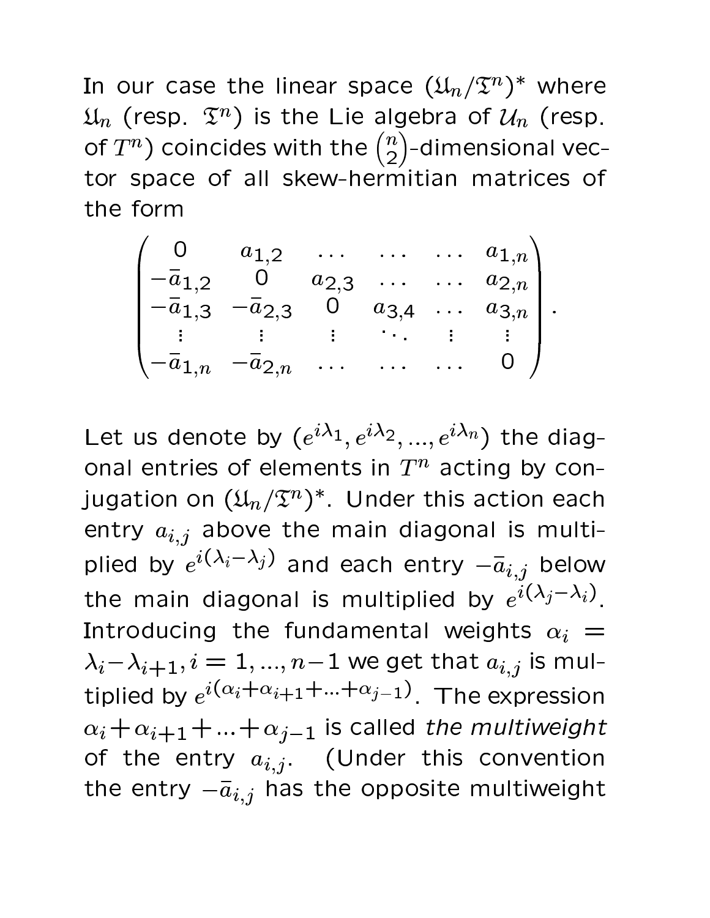In our case the linear space $(\mathfrak{U}_n/\mathfrak{T}^n)^*$ where $\mathfrak{U}_n$ (resp. $\mathfrak{T}^n$) is the Lie algebra of $\mathcal{U}_n$ (resp. of $T^n$) coincides with the $\binom{n}{2}$-dimensional vector space of all skew-hermitian matrices of the form

$$
\begin{pmatrix}
0 & a_{1,2} & \dots & \dots & \dots & a_{1,n} \\
-\bar{a}_{1,2} & 0 & a_{2,3} & \dots & \dots & a_{2,n} \\
-\bar{a}_{1,3} & -\bar{a}_{2,3} & 0 & a_{3,4} & \dots & a_{3,n} \\
\vdots & \vdots & \vdots & \ddots & \vdots & \vdots \\
-\bar{a}_{1,n} & -\bar{a}_{2,n} & \dots & \dots & \dots & 0
\end{pmatrix}.
$$

Let us denote by $(e^{i\lambda_1}, e^{i\lambda_2}, ..., e^{i\lambda_n})$ the diagonal entries of elements in $T^n$ acting by conjugation on $(\mathfrak{U}_n/\mathfrak{T}^n)^*$. Under this action each entry $a_{i,j}$ above the main diagonal is multiplied by $e^{i(\lambda_i - \lambda_j)}$ and each entry $-\bar{a}_{i,j}$ below the main diagonal is multiplied by $e^{i(\lambda_j - \lambda_i)}$. Introducing the fundamental weights $\alpha_i = \lambda_i - \lambda_{i+1}, i = 1, ..., n-1$ we get that $a_{i,j}$ is multiplied by $e^{i(\alpha_i + \alpha_{i+1} + ... + \alpha_{j-1})}$. The expression $\alpha_i + \alpha_{i+1} + ... + \alpha_{j-1}$ is called *the multiweight* of the entry $a_{i,j}$. (Under this convention the entry $-\bar{a}_{i,j}$ has the opposite multiweight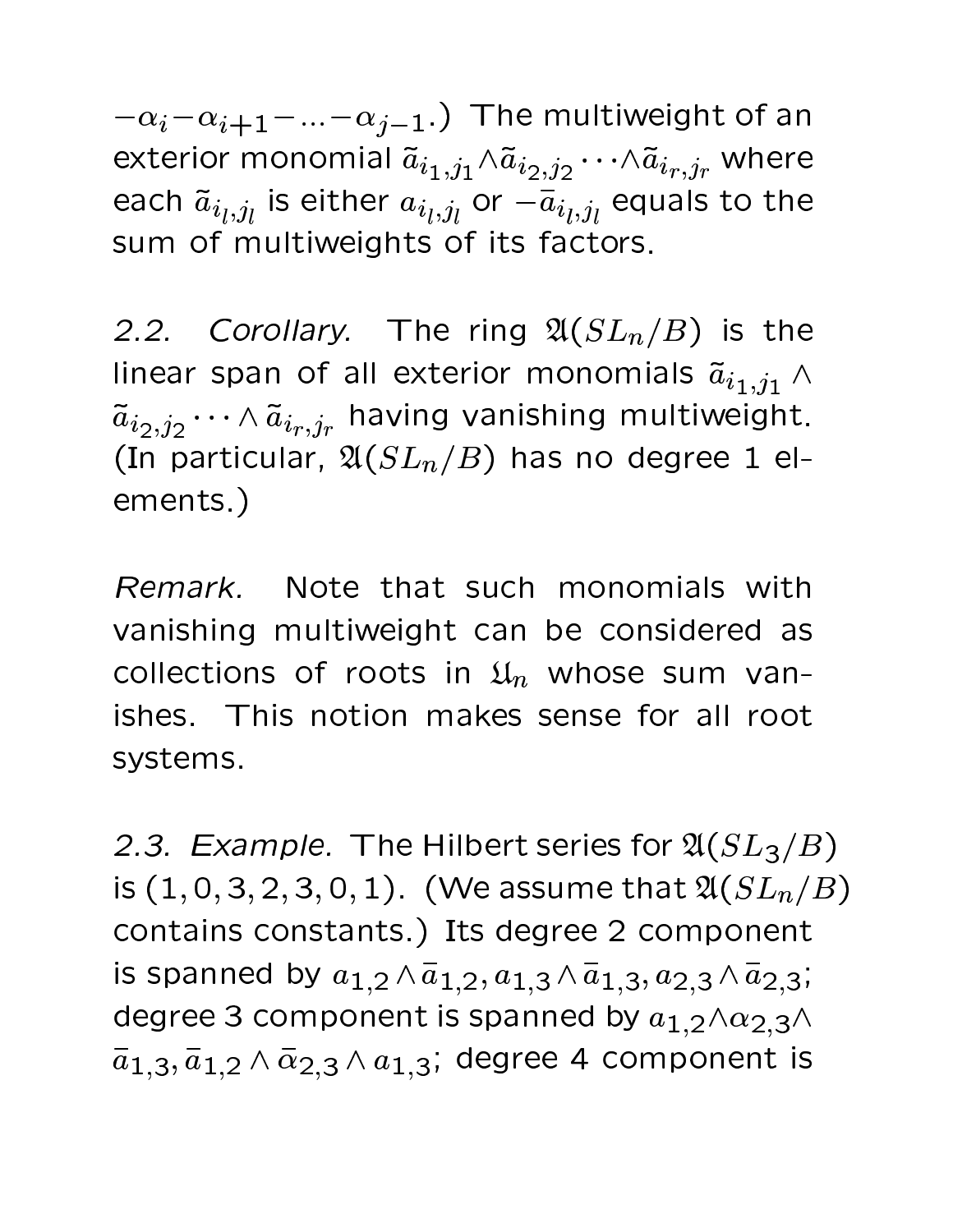$-\alpha_i-\alpha_{i+1}-...-\alpha_{j-1}$.) The multiweight of an exterior monomial $\tilde{a}_{i_1,j_1}\wedge\tilde{a}_{i_2,j_2}\cdots\wedge\tilde{a}_{i_r,j_r}$ where each $\tilde{a}_{i_l,j_l}$ is either $a_{i_l,j_l}$ or $-\bar{a}_{i_l,j_l}$ equals to the sum of multiweights of its factors.

*2.2. Corollary.* The ring $\mathfrak{A}(SL_n/B)$ is the linear span of all exterior monomials $\tilde{a}_{i_1,j_1}\wedge\tilde{a}_{i_2,j_2}\cdots\wedge\tilde{a}_{i_r,j_r}$ having vanishing multiweight. (In particular, $\mathfrak{A}(SL_n/B)$ has no degree 1 elements.)

*Remark.* Note that such monomials with vanishing multiweight can be considered as collections of roots in $\mathfrak{U}_n$ whose sum vanishes. This notion makes sense for all root systems.

*2.3. Example.* The Hilbert series for $\mathfrak{A}(SL_3/B)$ is $(1,0,3,2,3,0,1)$. (We assume that $\mathfrak{A}(SL_n/B)$ contains constants.) Its degree 2 component is spanned by $a_{1,2}\wedge\bar{a}_{1,2}, a_{1,3}\wedge\bar{a}_{1,3}, a_{2,3}\wedge\bar{a}_{2,3}$; degree 3 component is spanned by $a_{1,2}\wedge\alpha_{2,3}\wedge\bar{a}_{1,3}, \bar{a}_{1,2}\wedge\bar{\alpha}_{2,3}\wedge a_{1,3}$; degree 4 component is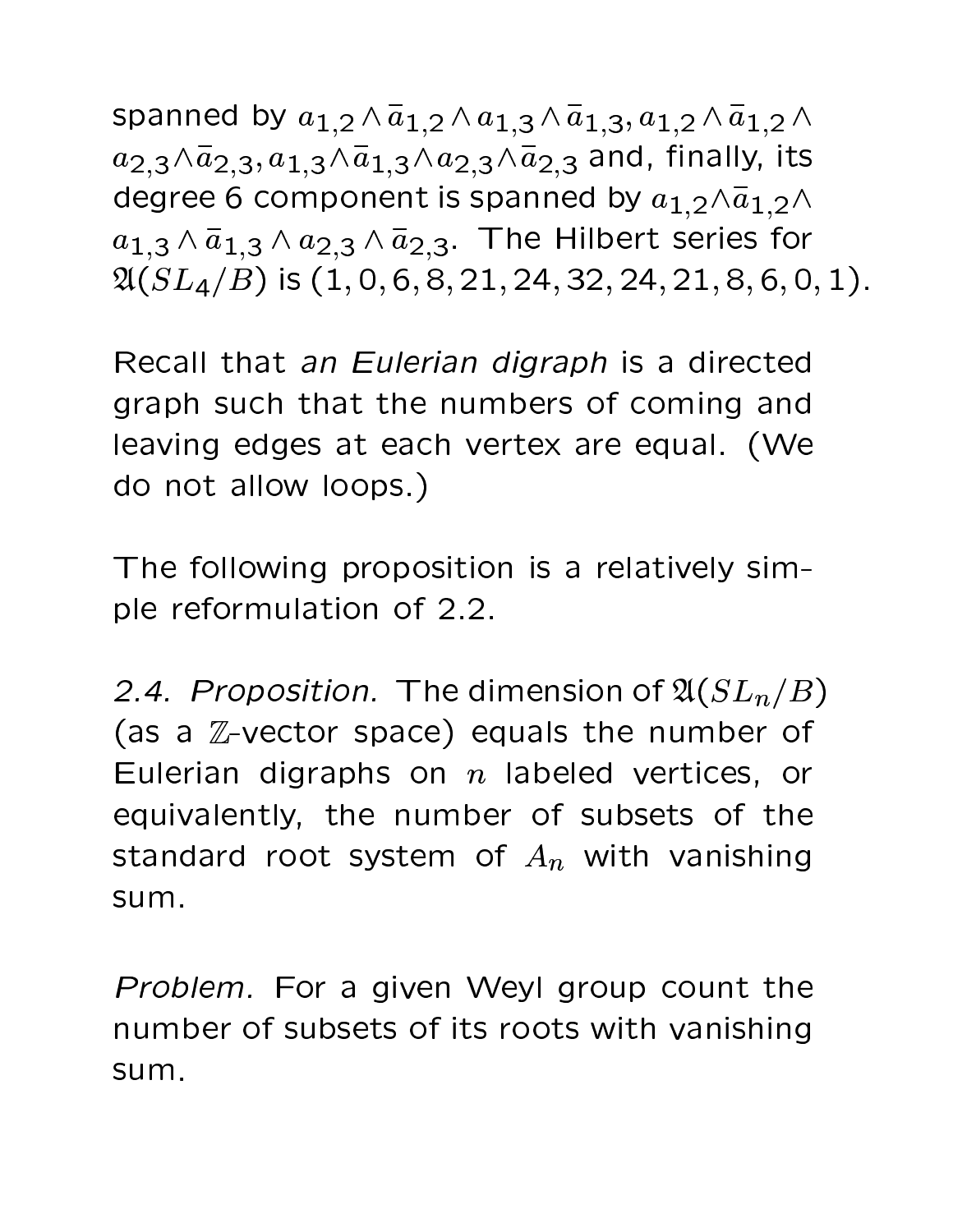spanned by $a_{1,2} \wedge \bar{a}_{1,2} \wedge a_{1,3} \wedge \bar{a}_{1,3}, a_{1,2} \wedge \bar{a}_{1,2} \wedge a_{2,3} \wedge \bar{a}_{2,3}, a_{1,3} \wedge \bar{a}_{1,3} \wedge a_{2,3} \wedge \bar{a}_{2,3}$ and, finally, its degree 6 component is spanned by $a_{1,2} \wedge \bar{a}_{1,2} \wedge a_{1,3} \wedge \bar{a}_{1,3} \wedge a_{2,3} \wedge \bar{a}_{2,3}$. The Hilbert series for $\mathfrak{A}(SL_4/B)$ is $(1, 0, 6, 8, 21, 24, 32, 24, 21, 8, 6, 0, 1)$.

Recall that *an Eulerian digraph* is a directed graph such that the numbers of coming and leaving edges at each vertex are equal. (We do not allow loops.)

The following proposition is a relatively simple reformulation of 2.2.

*2.4. Proposition.* The dimension of $\mathfrak{A}(SL_n/B)$ (as a $\mathbb{Z}$-vector space) equals the number of Eulerian digraphs on $n$ labeled vertices, or equivalently, the number of subsets of the standard root system of $A_n$ with vanishing sum.

*Problem.* For a given Weyl group count the number of subsets of its roots with vanishing sum.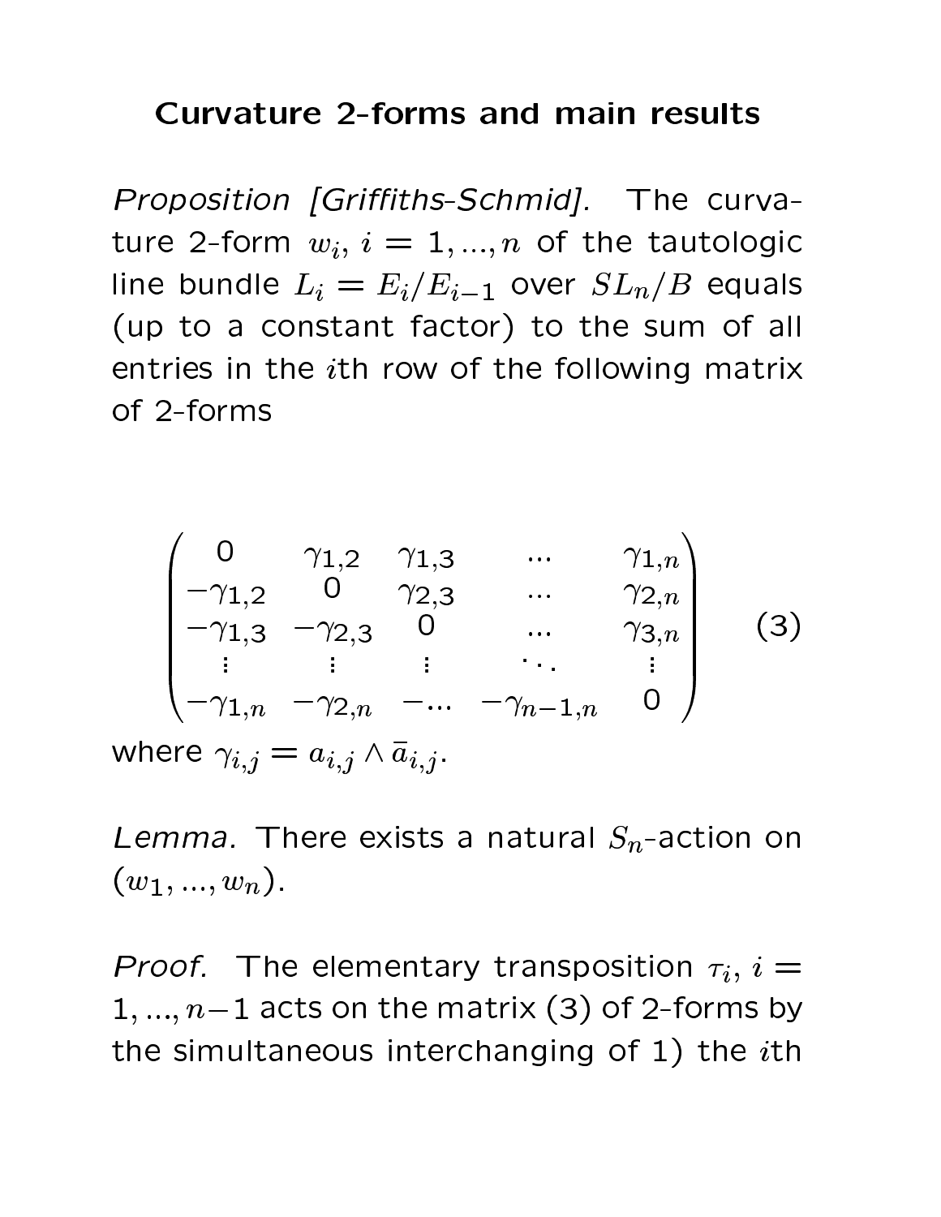## Curvature 2-forms and main results

*Proposition [Griffiths-Schmid].* The curvature 2-form $w_i$, $i = 1, ..., n$ of the tautologic line bundle $L_i = E_i/E_{i-1}$ over $SL_n/B$ equals (up to a constant factor) to the sum of all entries in the $i$th row of the following matrix of 2-forms

$$\begin{pmatrix} 0 & \gamma_{1,2} & \gamma_{1,3} & \cdots & \gamma_{1,n} \\ -\gamma_{1,2} & 0 & \gamma_{2,3} & \cdots & \gamma_{2,n} \\ -\gamma_{1,3} & -\gamma_{2,3} & 0 & \cdots & \gamma_{3,n} \\ \vdots & \vdots & \vdots & \ddots & \vdots \\ -\gamma_{1,n} & -\gamma_{2,n} & -\ldots & -\gamma_{n-1,n} & 0 \end{pmatrix} \qquad (3)$$

where $\gamma_{i,j} = a_{i,j} \wedge \bar{a}_{i,j}$.

*Lemma.* There exists a natural $S_n$-action on $(w_1, ..., w_n)$.

*Proof.* The elementary transposition $\tau_i$, $i = 1, ..., n-1$ acts on the matrix (3) of 2-forms by the simultaneous interchanging of 1) the $i$th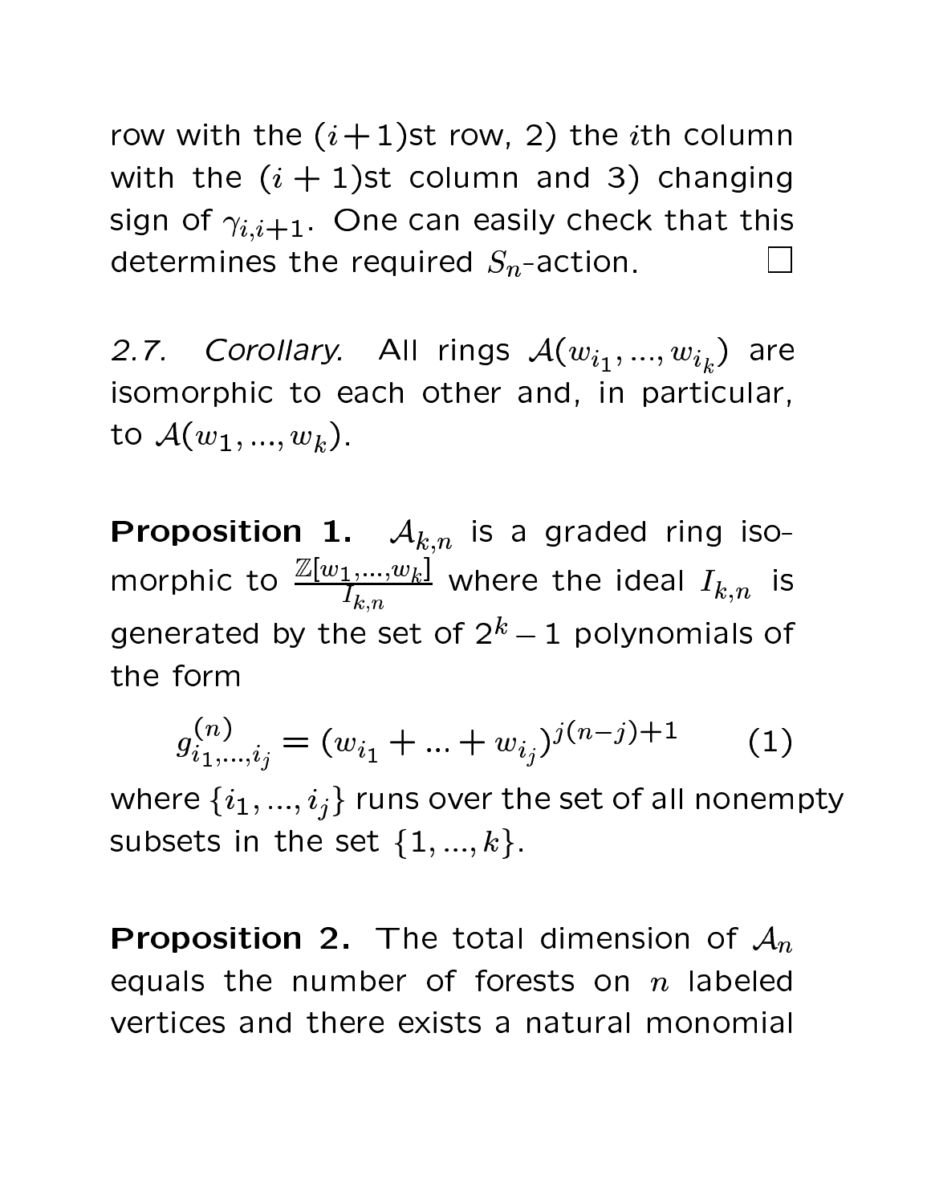row with the $(i+1)$st row, 2) the $i$th column with the $(i+1)$st column and 3) changing sign of $\gamma_{i,i+1}$. One can easily check that this determines the required $S_n$-action. □

*2.7. Corollary.* All rings $\mathcal{A}(w_{i_1}, ..., w_{i_k})$ are isomorphic to each other and, in particular, to $\mathcal{A}(w_1, ..., w_k)$.

**Proposition 1.** $\mathcal{A}_{k,n}$ is a graded ring isomorphic to $\frac{\mathbb{Z}[w_1,...,w_k]}{I_{k,n}}$ where the ideal $I_{k,n}$ is generated by the set of $2^k - 1$ polynomials of the form

$$g^{(n)}_{i_1,...,i_j} = (w_{i_1} + ... + w_{i_j})^{j(n-j)+1} \qquad (1)$$

where $\{i_1, ..., i_j\}$ runs over the set of all nonempty subsets in the set $\{1, ..., k\}$.

**Proposition 2.** The total dimension of $\mathcal{A}_n$ equals the number of forests on $n$ labeled vertices and there exists a natural monomial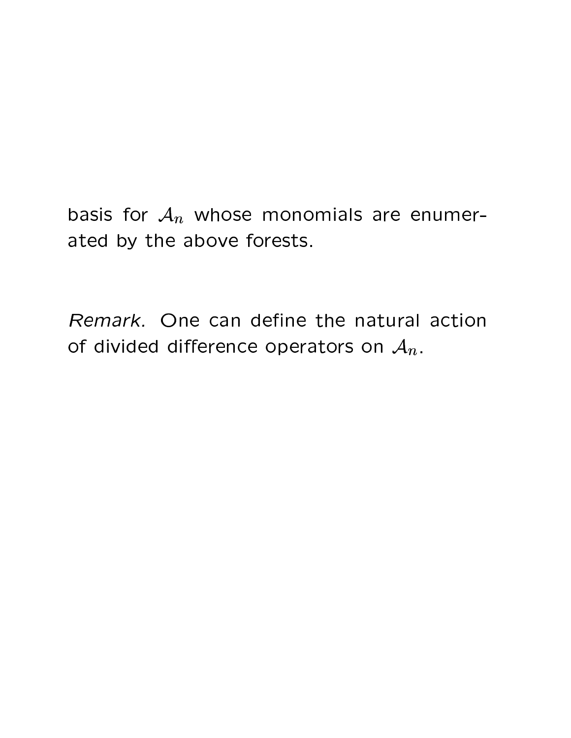basis for $\mathcal{A}_n$ whose monomials are enumerated by the above forests.

*Remark.* One can define the natural action of divided difference operators on $\mathcal{A}_n$.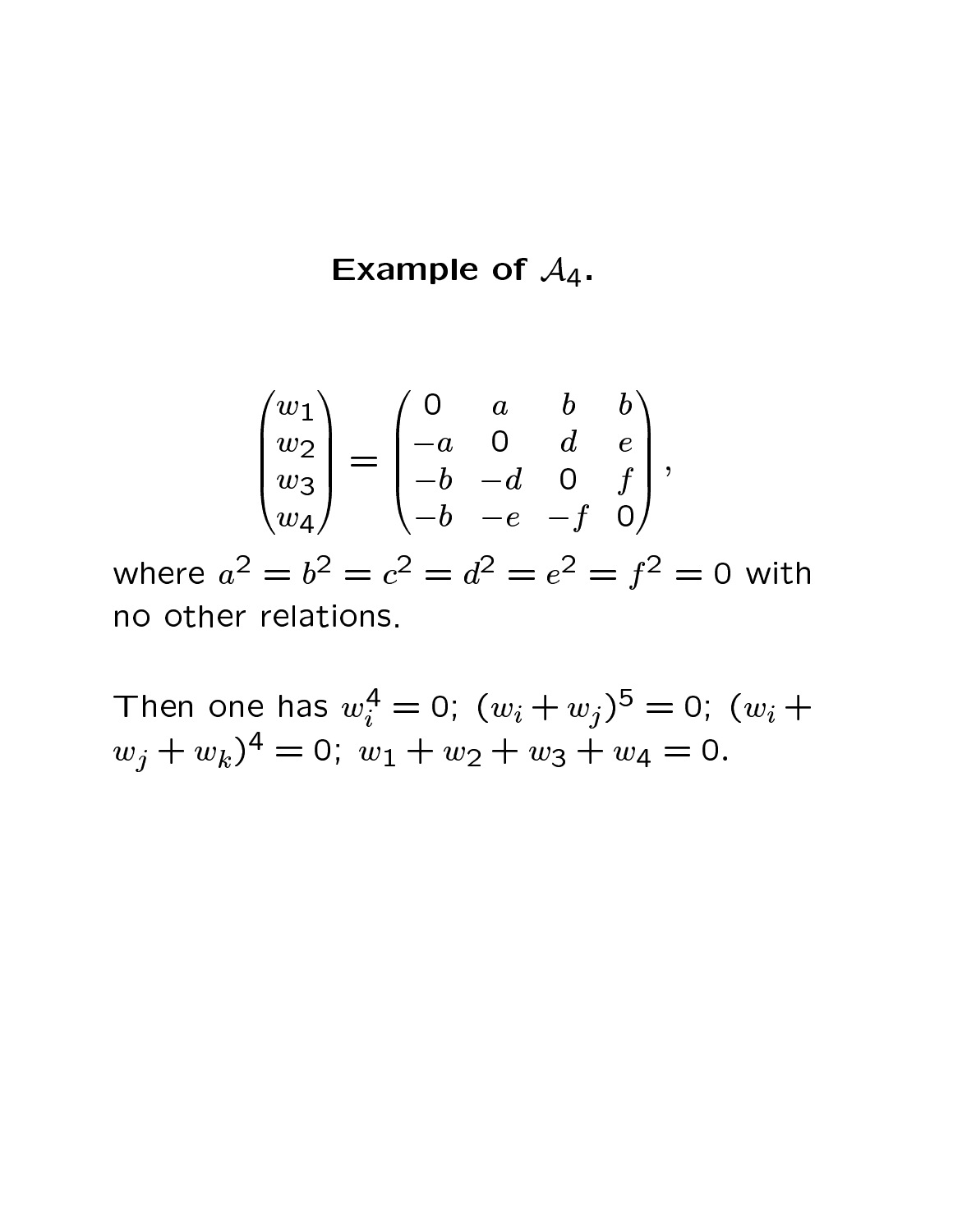**Example of $\mathcal{A}_4$.**

$$\begin{pmatrix} w_1 \\ w_2 \\ w_3 \\ w_4 \end{pmatrix} = \begin{pmatrix} 0 & a & b & b \\ -a & 0 & d & e \\ -b & -d & 0 & f \\ -b & -e & -f & 0 \end{pmatrix},$$

where $a^2 = b^2 = c^2 = d^2 = e^2 = f^2 = 0$ with no other relations.

Then one has $w_i^4 = 0$; $(w_i + w_j)^5 = 0$; $(w_i + w_j + w_k)^4 = 0$; $w_1 + w_2 + w_3 + w_4 = 0$.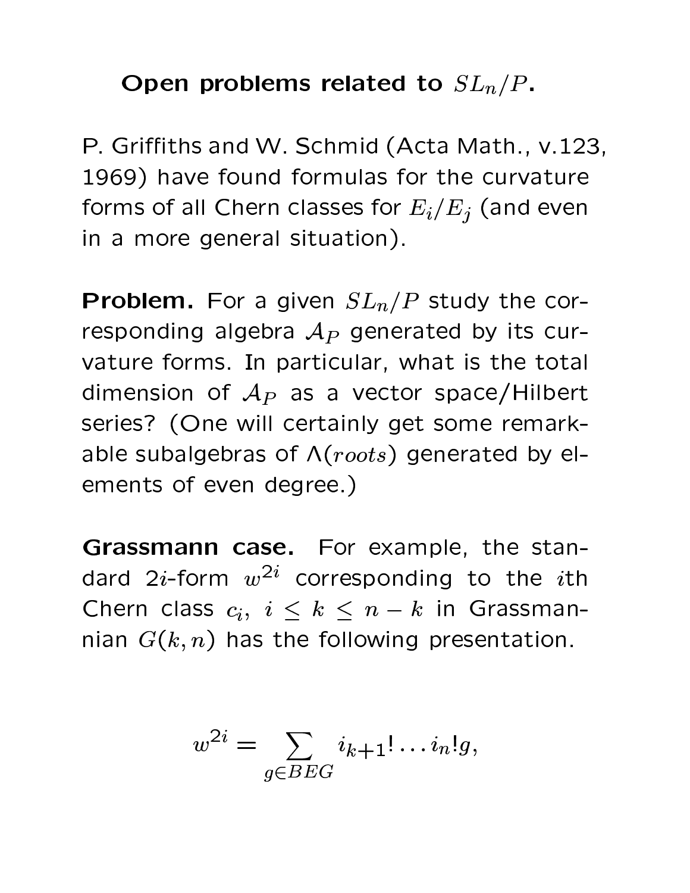**Open problems related to $SL_n/P$.**

P. Griffiths and W. Schmid (Acta Math., v.123, 1969) have found formulas for the curvature forms of all Chern classes for $E_i/E_j$ (and even in a more general situation).

**Problem.** For a given $SL_n/P$ study the corresponding algebra $\mathcal{A}_P$ generated by its curvature forms. In particular, what is the total dimension of $\mathcal{A}_P$ as a vector space/Hilbert series? (One will certainly get some remarkable subalgebras of $\Lambda(roots)$ generated by elements of even degree.)

**Grassmann case.** For example, the standard $2i$-form $w^{2i}$ corresponding to the $i$th Chern class $c_i$, $i \leq k \leq n-k$ in Grassmannian $G(k,n)$ has the following presentation.

$$w^{2i} = \sum_{g \in BEG} i_{k+1}! \dots i_n! g,$$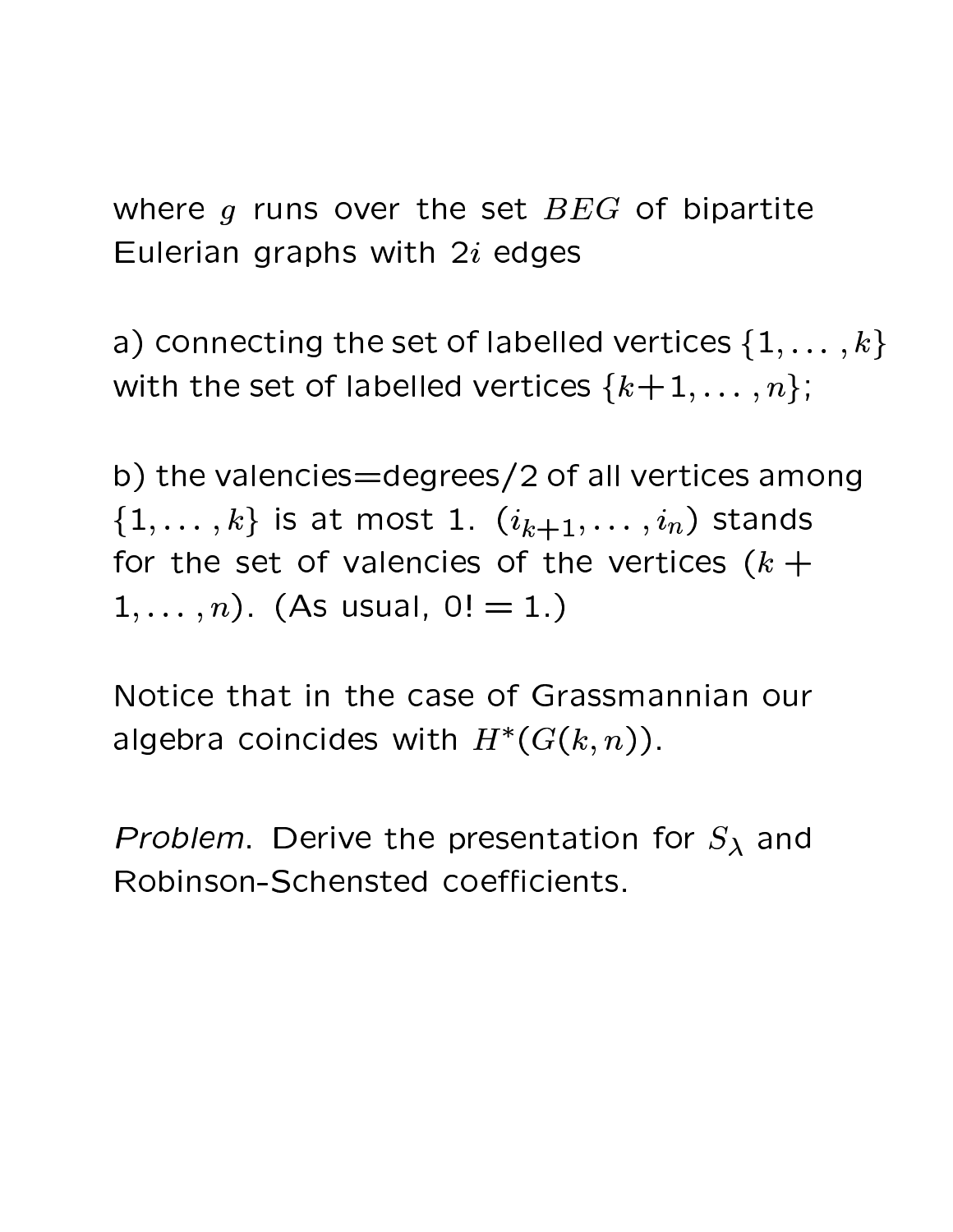where $g$ runs over the set $BEG$ of bipartite Eulerian graphs with $2i$ edges

a) connecting the set of labelled vertices $\{1, \dots, k\}$ with the set of labelled vertices $\{k+1, \dots, n\}$;

b) the valencies=degrees/2 of all vertices among $\{1, \dots, k\}$ is at most 1. $(i_{k+1}, \dots, i_n)$ stands for the set of valencies of the vertices $(k+1, \dots, n)$. (As usual, $0! = 1$.)

Notice that in the case of Grassmannian our algebra coincides with $H^*(G(k,n))$.

*Problem*. Derive the presentation for $S_\lambda$ and Robinson-Schensted coefficients.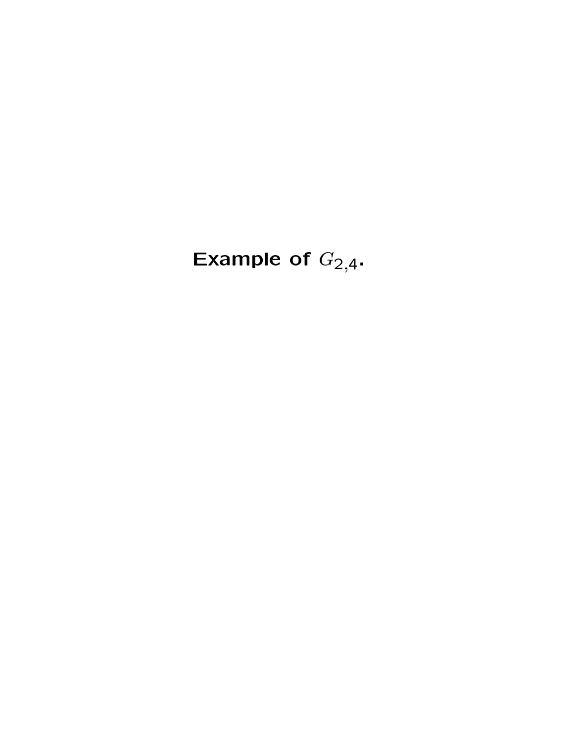**Example of $G_{2,4}$.**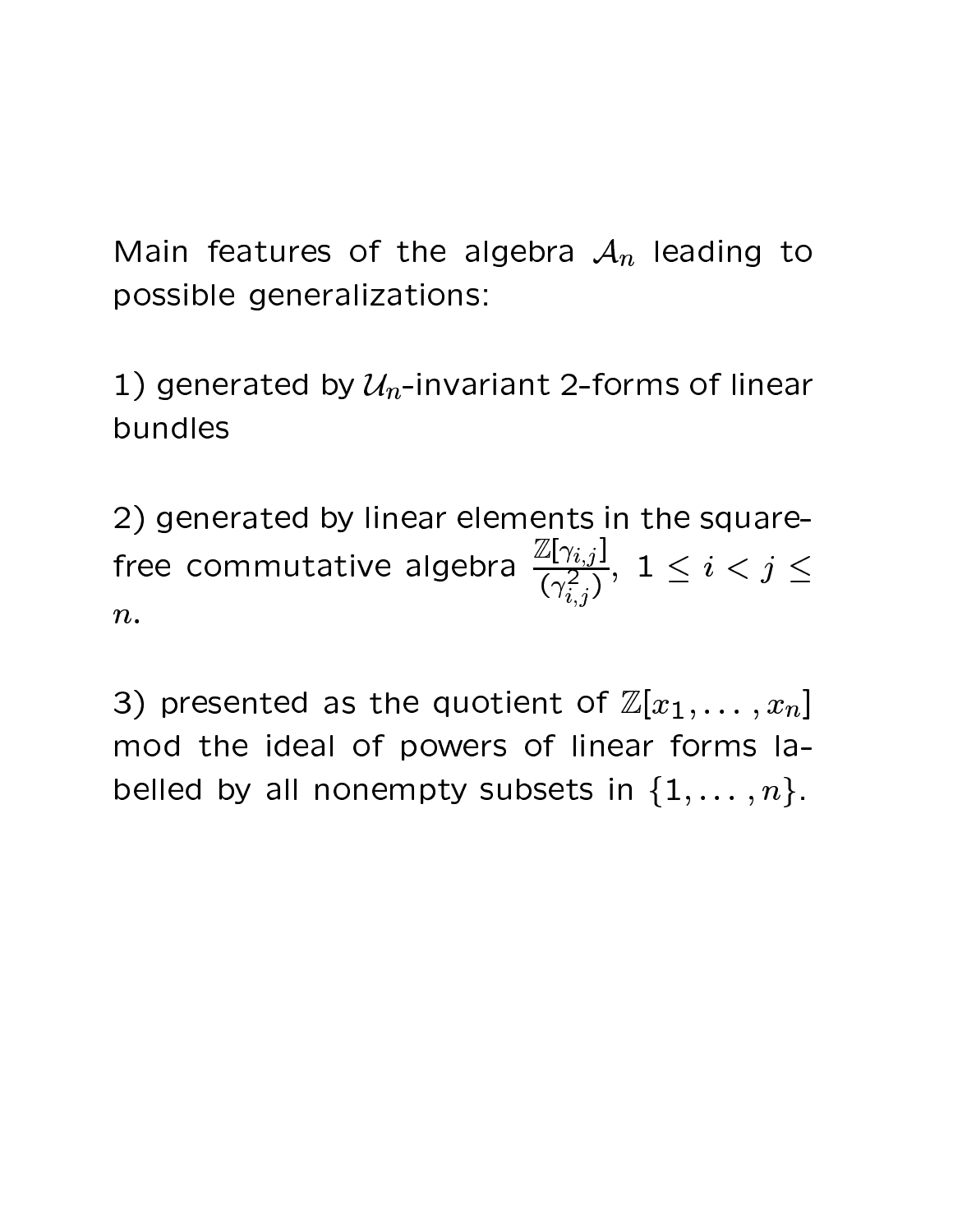Main features of the algebra $\mathcal{A}_n$ leading to possible generalizations:

1) generated by $\mathcal{U}_n$-invariant 2-forms of linear bundles

2) generated by linear elements in the square-free commutative algebra $\frac{\mathbb{Z}[\gamma_{i,j}]}{(\gamma_{i,j}^2)}$, $1 \leq i < j \leq n$.

3) presented as the quotient of $\mathbb{Z}[x_1, \ldots, x_n]$ mod the ideal of powers of linear forms labelled by all nonempty subsets in $\{1, \ldots, n\}$.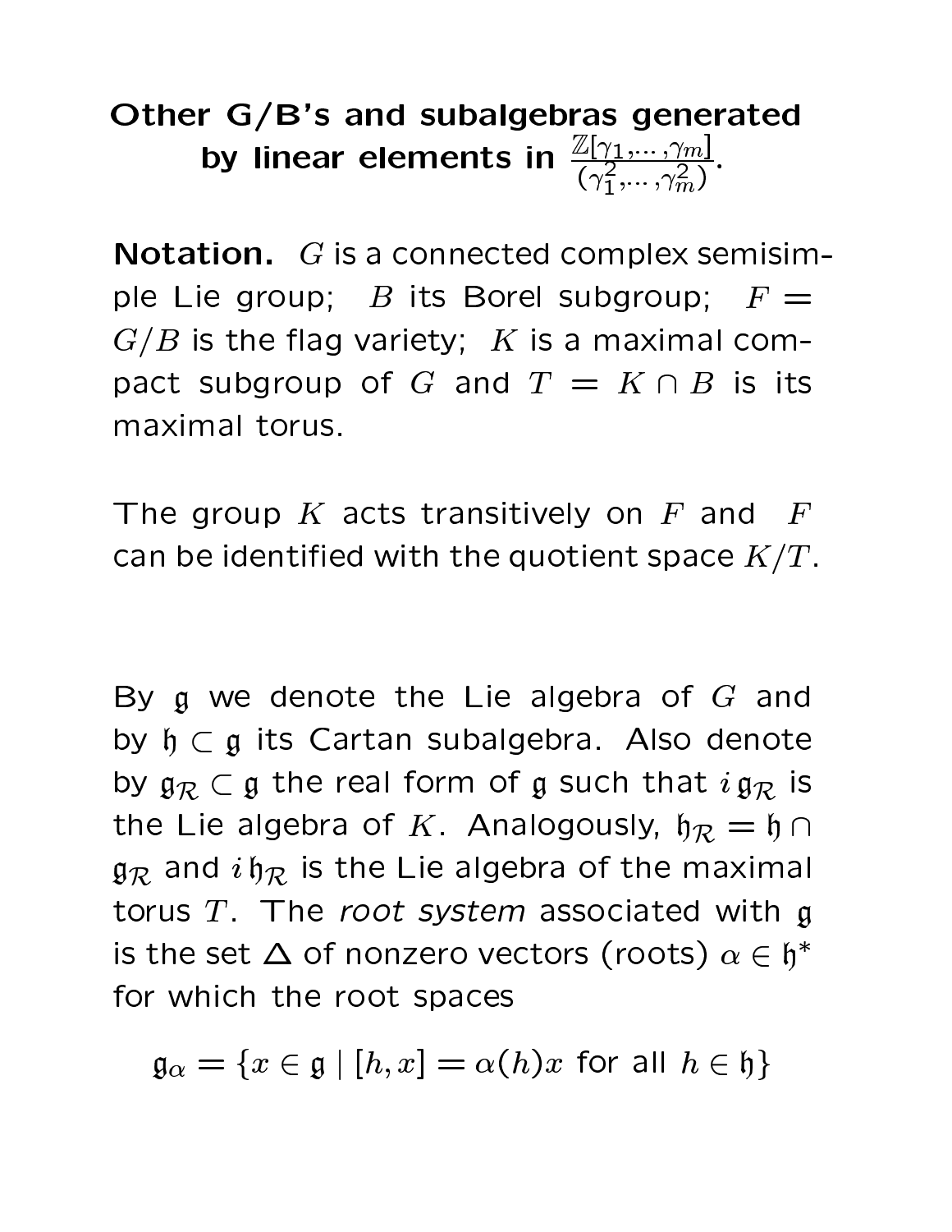## Other G/B's and subalgebras generated by linear elements in $\frac{\mathbb{Z}[\gamma_1,\cdots,\gamma_m]}{(\gamma_1^2,\cdots,\gamma_m^2)}$.

**Notation.** $G$ is a connected complex semisimple Lie group; $B$ its Borel subgroup; $F = G/B$ is the flag variety; $K$ is a maximal compact subgroup of $G$ and $T = K \cap B$ is its maximal torus.

The group $K$ acts transitively on $F$ and $F$ can be identified with the quotient space $K/T$.

By $\mathfrak{g}$ we denote the Lie algebra of $G$ and by $\mathfrak{h} \subset \mathfrak{g}$ its Cartan subalgebra. Also denote by $\mathfrak{g}_{\mathcal{R}} \subset \mathfrak{g}$ the real form of $\mathfrak{g}$ such that $i\,\mathfrak{g}_{\mathcal{R}}$ is the Lie algebra of $K$. Analogously, $\mathfrak{h}_{\mathcal{R}} = \mathfrak{h} \cap \mathfrak{g}_{\mathcal{R}}$ and $i\,\mathfrak{h}_{\mathcal{R}}$ is the Lie algebra of the maximal torus $T$. The *root system* associated with $\mathfrak{g}$ is the set $\Delta$ of nonzero vectors (roots) $\alpha \in \mathfrak{h}^*$ for which the root spaces

$$\mathfrak{g}_\alpha = \{x \in \mathfrak{g} \mid [h, x] = \alpha(h)x \text{ for all } h \in \mathfrak{h}\}$$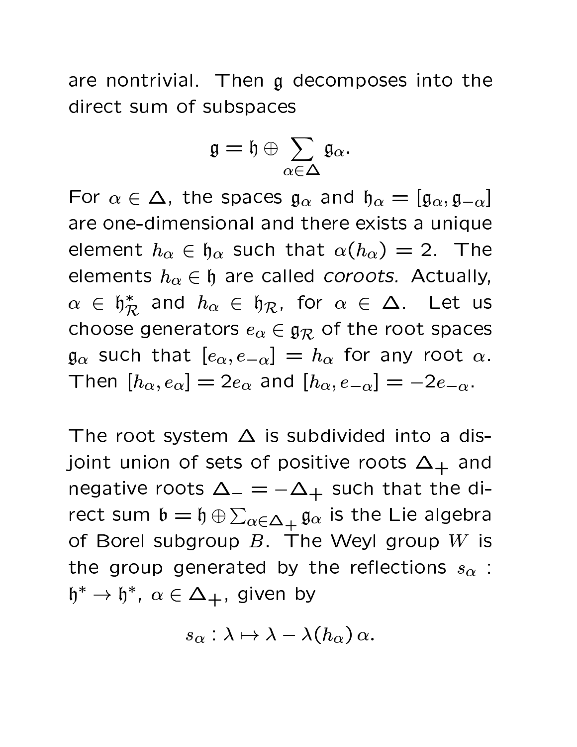are nontrivial. Then $\mathfrak{g}$ decomposes into the direct sum of subspaces

$$\mathfrak{g} = \mathfrak{h} \oplus \sum_{\alpha \in \Delta} \mathfrak{g}_\alpha.$$

For $\alpha \in \Delta$, the spaces $\mathfrak{g}_\alpha$ and $\mathfrak{h}_\alpha = [\mathfrak{g}_\alpha, \mathfrak{g}_{-\alpha}]$ are one-dimensional and there exists a unique element $h_\alpha \in \mathfrak{h}_\alpha$ such that $\alpha(h_\alpha) = 2$. The elements $h_\alpha \in \mathfrak{h}$ are called *coroots.* Actually, $\alpha \in \mathfrak{h}^*_{\mathcal{R}}$ and $h_\alpha \in \mathfrak{h}_{\mathcal{R}}$, for $\alpha \in \Delta$. Let us choose generators $e_\alpha \in \mathfrak{g}_{\mathcal{R}}$ of the root spaces $\mathfrak{g}_\alpha$ such that $[e_\alpha, e_{-\alpha}] = h_\alpha$ for any root $\alpha$. Then $[h_\alpha, e_\alpha] = 2e_\alpha$ and $[h_\alpha, e_{-\alpha}] = -2e_{-\alpha}$.

The root system $\Delta$ is subdivided into a disjoint union of sets of positive roots $\Delta_+$ and negative roots $\Delta_- = -\Delta_+$ such that the direct sum $\mathfrak{b} = \mathfrak{h} \oplus \sum_{\alpha \in \Delta_+} \mathfrak{g}_\alpha$ is the Lie algebra of Borel subgroup $B$. The Weyl group $W$ is the group generated by the reflections $s_\alpha : \mathfrak{h}^* \to \mathfrak{h}^*$, $\alpha \in \Delta_+$, given by

$$s_\alpha : \lambda \mapsto \lambda - \lambda(h_\alpha)\, \alpha.$$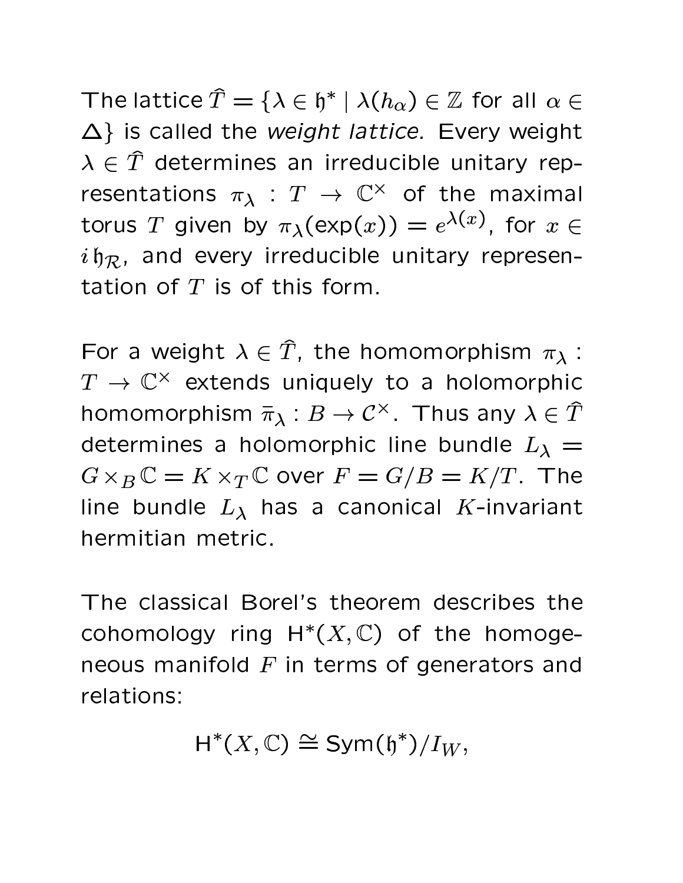The lattice $\widehat{T} = \{\lambda \in \mathfrak{h}^* \mid \lambda(h_\alpha) \in \mathbb{Z}$ for all $\alpha \in \Delta\}$ is called the *weight lattice.* Every weight $\lambda \in \widehat{T}$ determines an irreducible unitary representations $\pi_\lambda : T \to \mathbb{C}^\times$ of the maximal torus $T$ given by $\pi_\lambda(\exp(x)) = e^{\lambda(x)}$, for $x \in i\,\mathfrak{h}_{\mathcal{R}}$, and every irreducible unitary representation of $T$ is of this form.

For a weight $\lambda \in \widehat{T}$, the homomorphism $\pi_\lambda : T \to \mathbb{C}^\times$ extends uniquely to a holomorphic homomorphism $\bar{\pi}_\lambda : B \to \mathcal{C}^\times$. Thus any $\lambda \in \widehat{T}$ determines a holomorphic line bundle $L_\lambda = G \times_B \mathbb{C} = K \times_T \mathbb{C}$ over $F = G/B = K/T$. The line bundle $L_\lambda$ has a canonical $K$-invariant hermitian metric.

The classical Borel's theorem describes the cohomology ring $\mathsf{H}^*(X, \mathbb{C})$ of the homogeneous manifold $F$ in terms of generators and relations:

$$\mathsf{H}^*(X, \mathbb{C}) \cong \mathsf{Sym}(\mathfrak{h}^*)/I_W,$$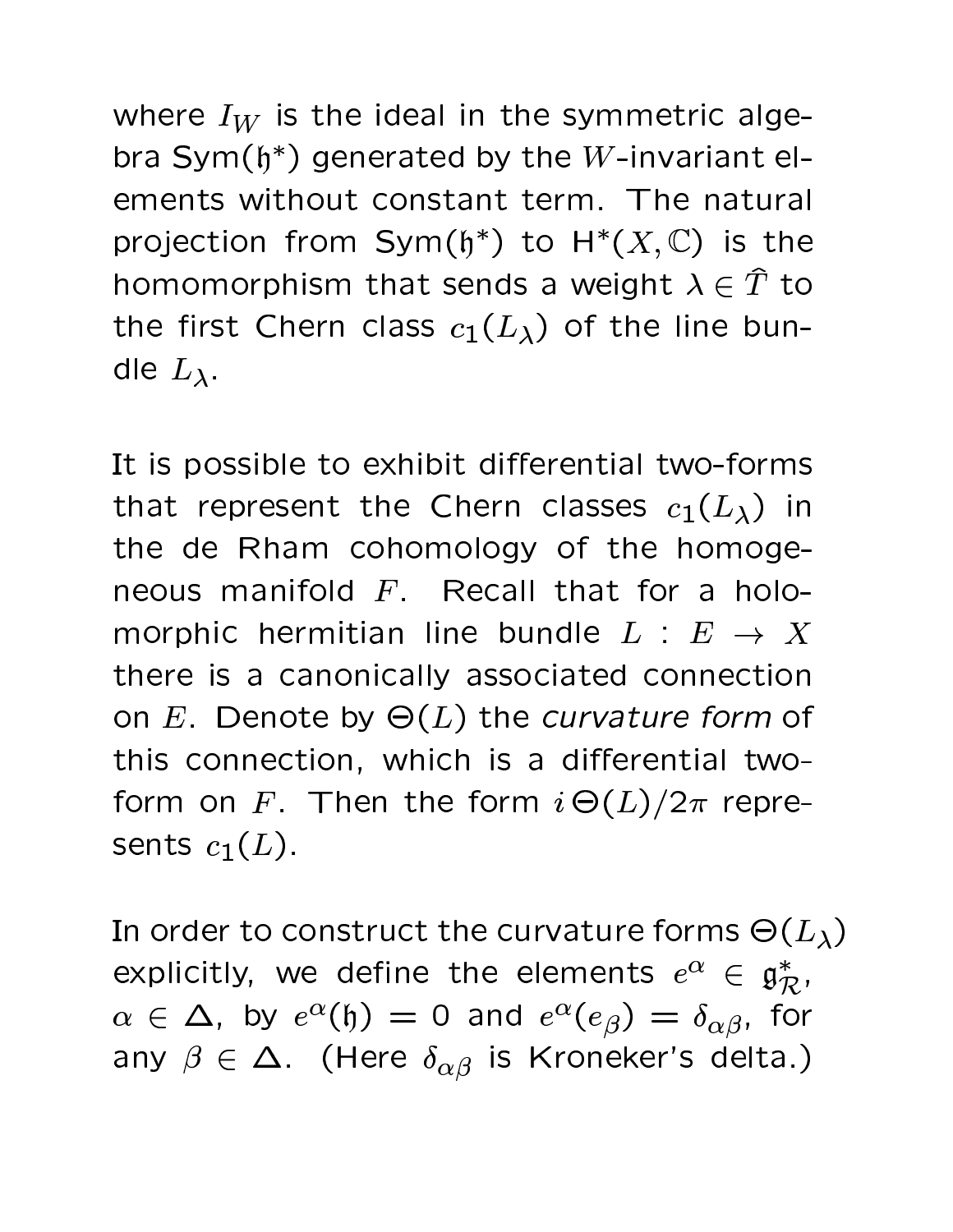where $I_W$ is the ideal in the symmetric algebra $\mathrm{Sym}(\mathfrak{h}^*)$ generated by the $W$-invariant elements without constant term. The natural projection from $\mathrm{Sym}(\mathfrak{h}^*)$ to $\mathrm{H}^*(X, \mathbb{C})$ is the homomorphism that sends a weight $\lambda \in \widehat{T}$ to the first Chern class $c_1(L_\lambda)$ of the line bundle $L_\lambda$.

It is possible to exhibit differential two-forms that represent the Chern classes $c_1(L_\lambda)$ in the de Rham cohomology of the homogeneous manifold $F$. Recall that for a holomorphic hermitian line bundle $L : E \to X$ there is a canonically associated connection on $E$. Denote by $\Theta(L)$ the *curvature form* of this connection, which is a differential two-form on $F$. Then the form $i\,\Theta(L)/2\pi$ represents $c_1(L)$.

In order to construct the curvature forms $\Theta(L_\lambda)$ explicitly, we define the elements $e^\alpha \in \mathfrak{g}^*_{\mathcal{R}}$, $\alpha \in \Delta$, by $e^\alpha(\mathfrak{h}) = 0$ and $e^\alpha(e_\beta) = \delta_{\alpha\beta}$, for any $\beta \in \Delta$. (Here $\delta_{\alpha\beta}$ is Kroneker's delta.)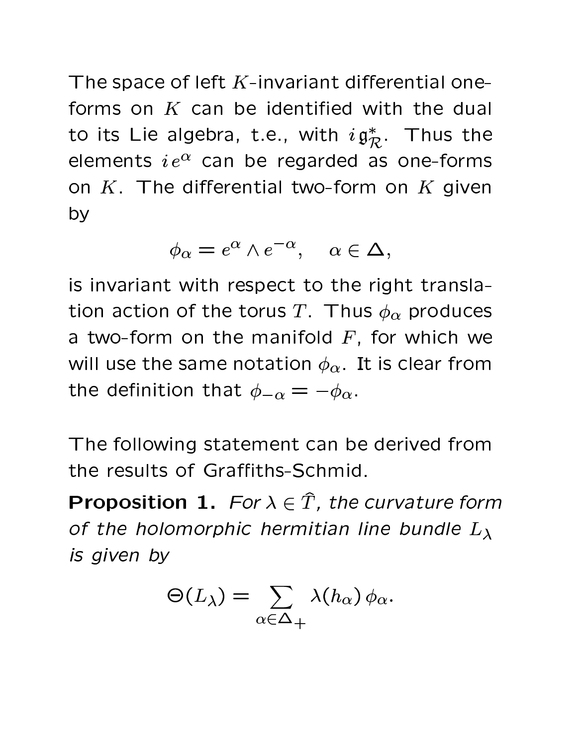The space of left $K$-invariant differential one-forms on $K$ can be identified with the dual to its Lie algebra, t.e., with $i\mathfrak{g}_{\mathcal{R}}^*$. Thus the elements $ie^\alpha$ can be regarded as one-forms on $K$. The differential two-form on $K$ given by

$$\phi_\alpha = e^\alpha \wedge e^{-\alpha}, \quad \alpha \in \Delta,$$

is invariant with respect to the right translation action of the torus $T$. Thus $\phi_\alpha$ produces a two-form on the manifold $F$, for which we will use the same notation $\phi_\alpha$. It is clear from the definition that $\phi_{-\alpha} = -\phi_\alpha$.

The following statement can be derived from the results of Graffiths-Schmid.

**Proposition 1.** *For $\lambda \in \widehat{T}$, the curvature form of the holomorphic hermitian line bundle $L_\lambda$ is given by*

$$\Theta(L_\lambda) = \sum_{\alpha \in \Delta_+} \lambda(h_\alpha)\, \phi_\alpha.$$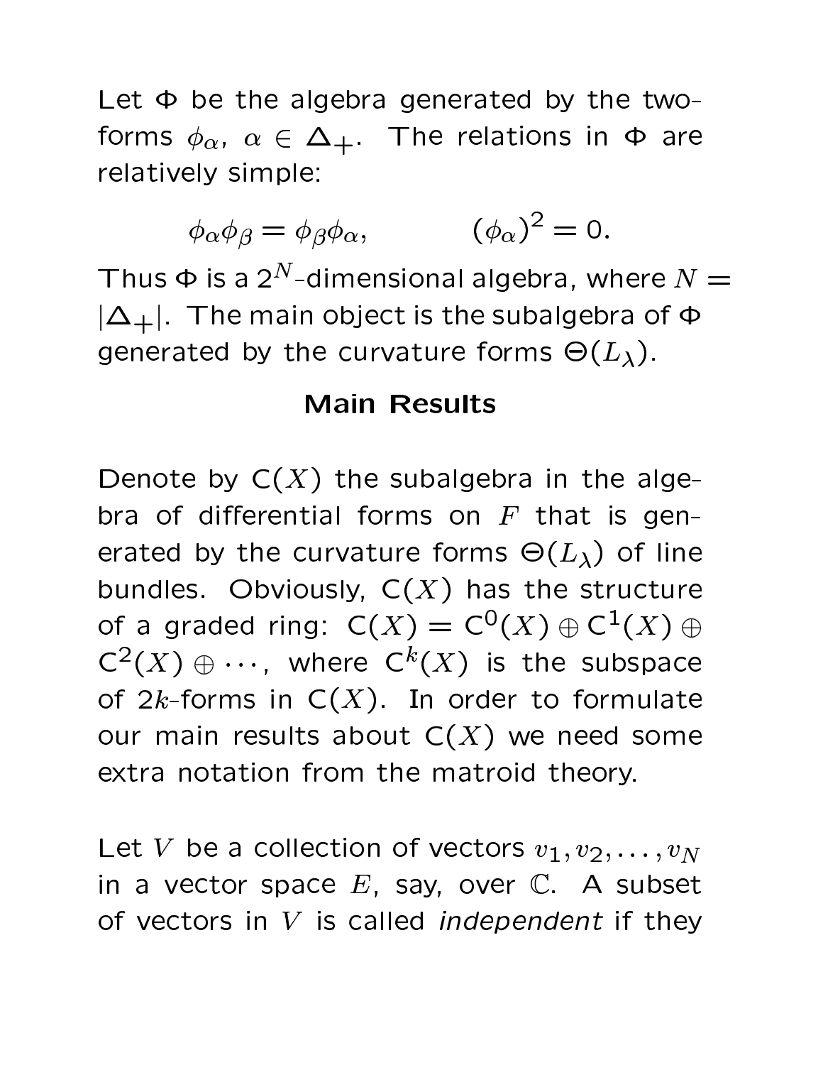Let $\Phi$ be the algebra generated by the two-forms $\phi_\alpha$, $\alpha \in \Delta_+$. The relations in $\Phi$ are relatively simple:

$$\phi_\alpha \phi_\beta = \phi_\beta \phi_\alpha, \qquad (\phi_\alpha)^2 = 0.$$

Thus $\Phi$ is a $2^N$-dimensional algebra, where $N = |\Delta_+|$. The main object is the subalgebra of $\Phi$ generated by the curvature forms $\Theta(L_\lambda)$.

## Main Results

Denote by $\mathsf{C}(X)$ the subalgebra in the algebra of differential forms on $F$ that is generated by the curvature forms $\Theta(L_\lambda)$ of line bundles. Obviously, $\mathsf{C}(X)$ has the structure of a graded ring: $\mathsf{C}(X) = \mathsf{C}^0(X) \oplus \mathsf{C}^1(X) \oplus \mathsf{C}^2(X) \oplus \cdots$, where $\mathsf{C}^k(X)$ is the subspace of $2k$-forms in $\mathsf{C}(X)$. In order to formulate our main results about $\mathsf{C}(X)$ we need some extra notation from the matroid theory.

Let $V$ be a collection of vectors $v_1, v_2, \ldots, v_N$ in a vector space $E$, say, over $\mathbb{C}$. A subset of vectors in $V$ is called *independent* if they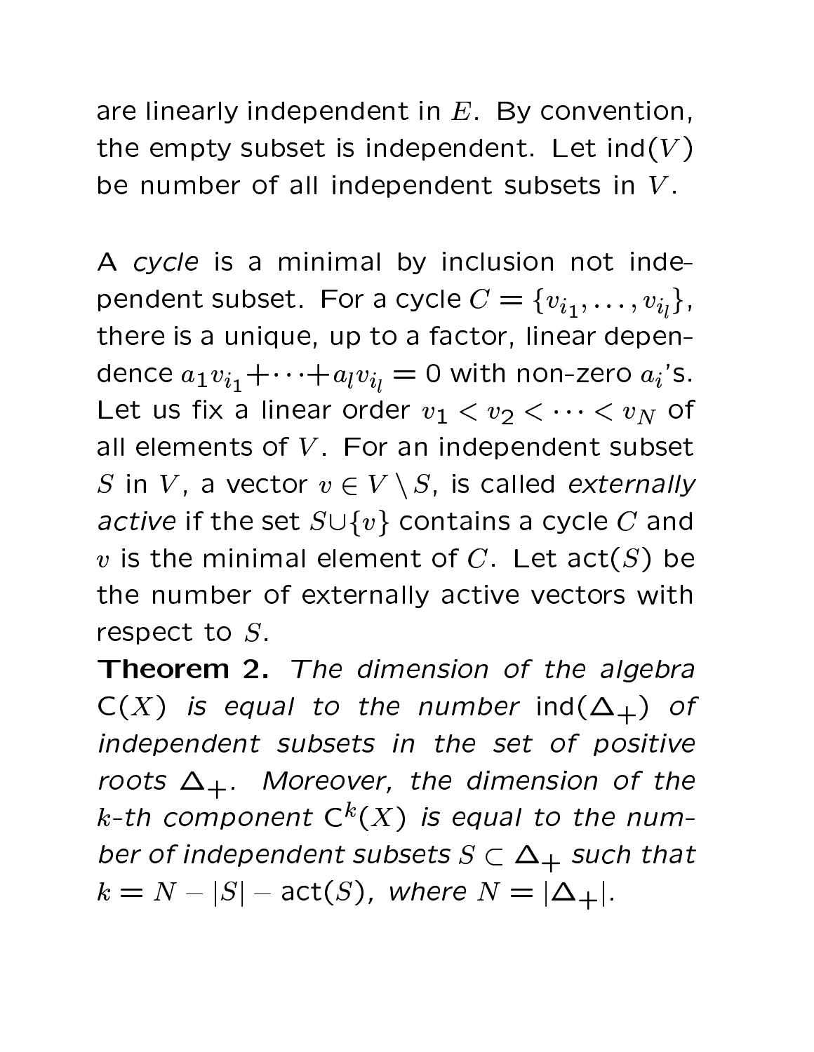are linearly independent in $E$. By convention, the empty subset is independent. Let $\mathrm{ind}(V)$ be number of all independent subsets in $V$.

A *cycle* is a minimal by inclusion not independent subset. For a cycle $C = \{v_{i_1}, \ldots, v_{i_l}\}$, there is a unique, up to a factor, linear dependence $a_1 v_{i_1} + \cdots + a_l v_{i_l} = 0$ with non-zero $a_i$'s. Let us fix a linear order $v_1 < v_2 < \cdots < v_N$ of all elements of $V$. For an independent subset $S$ in $V$, a vector $v \in V \setminus S$, is called *externally active* if the set $S \cup \{v\}$ contains a cycle $C$ and $v$ is the minimal element of $C$. Let $\mathrm{act}(S)$ be the number of externally active vectors with respect to $S$.

**Theorem 2.** *The dimension of the algebra* $\mathrm{C}(X)$ *is equal to the number* $\mathrm{ind}(\Delta_+)$ *of independent subsets in the set of positive roots* $\Delta_+$. *Moreover, the dimension of the $k$-th component* $\mathrm{C}^k(X)$ *is equal to the number of independent subsets* $S \subset \Delta_+$ *such that* $k = N - |S| - \mathrm{act}(S)$, *where* $N = |\Delta_+|$.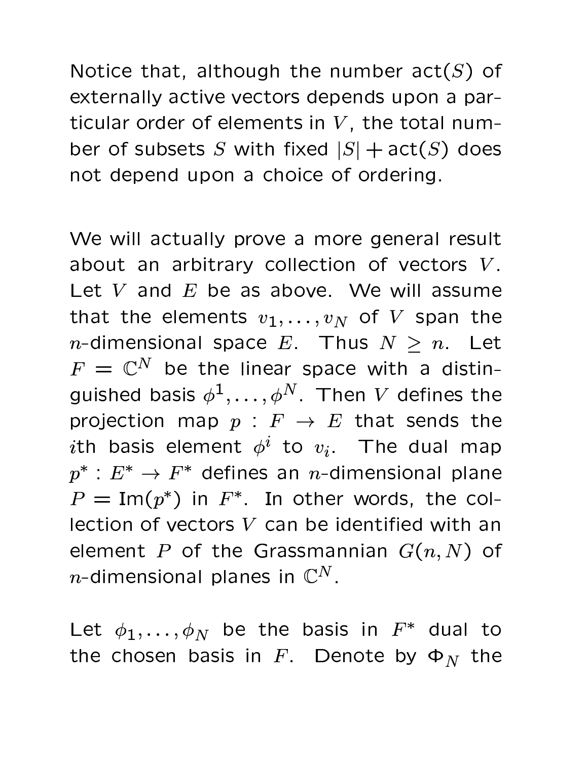Notice that, although the number $\mathrm{act}(S)$ of externally active vectors depends upon a particular order of elements in $V$, the total number of subsets $S$ with fixed $|S| + \mathrm{act}(S)$ does not depend upon a choice of ordering.

We will actually prove a more general result about an arbitrary collection of vectors $V$. Let $V$ and $E$ be as above. We will assume that the elements $v_1, \ldots, v_N$ of $V$ span the $n$-dimensional space $E$. Thus $N \geq n$. Let $F = \mathbb{C}^N$ be the linear space with a distinguished basis $\phi^1, \ldots, \phi^N$. Then $V$ defines the projection map $p : F \to E$ that sends the $i$th basis element $\phi^i$ to $v_i$. The dual map $p^* : E^* \to F^*$ defines an $n$-dimensional plane $P = \mathrm{Im}(p^*)$ in $F^*$. In other words, the collection of vectors $V$ can be identified with an element $P$ of the Grassmannian $G(n, N)$ of $n$-dimensional planes in $\mathbb{C}^N$.

Let $\phi_1, \ldots, \phi_N$ be the basis in $F^*$ dual to the chosen basis in $F$. Denote by $\Phi_N$ the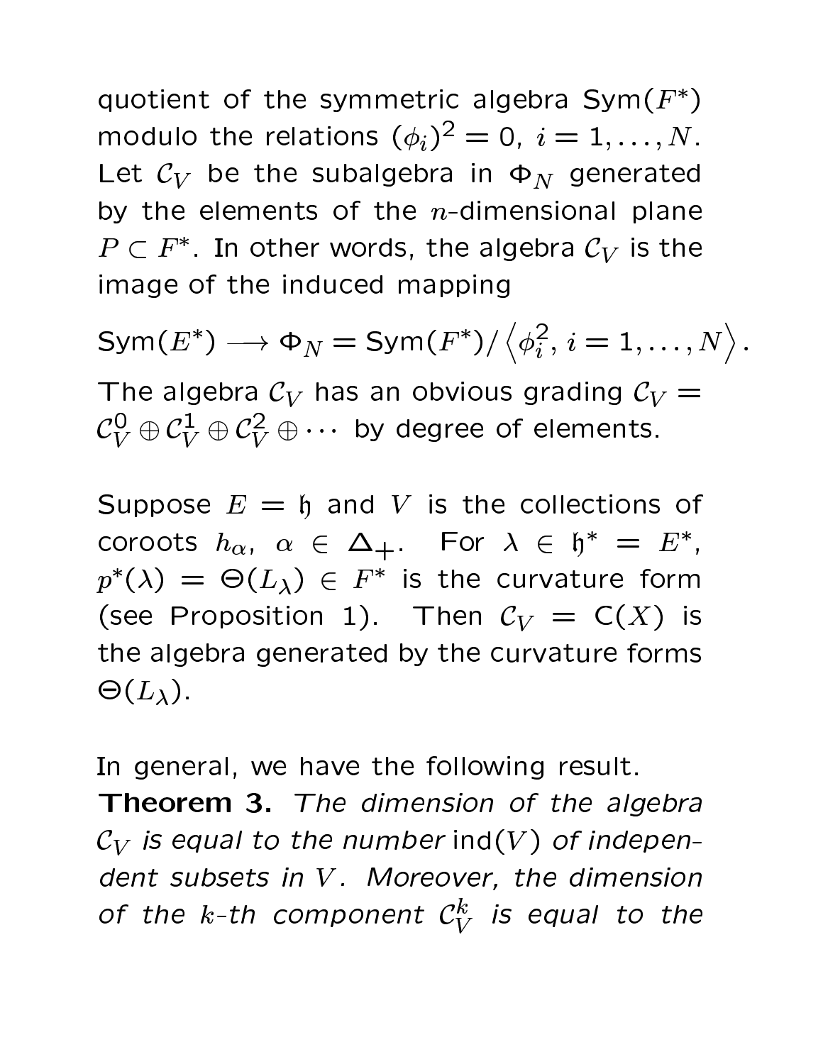quotient of the symmetric algebra $\mathsf{Sym}(F^*)$ modulo the relations $(\phi_i)^2 = 0$, $i = 1, \ldots, N$. Let $\mathcal{C}_V$ be the subalgebra in $\Phi_N$ generated by the elements of the $n$-dimensional plane $P \subset F^*$. In other words, the algebra $\mathcal{C}_V$ is the image of the induced mapping

$$\mathsf{Sym}(E^*) \longrightarrow \Phi_N = \mathsf{Sym}(F^*)/\left\langle \phi_i^2,\, i = 1, \ldots, N \right\rangle.$$

The algebra $\mathcal{C}_V$ has an obvious grading $\mathcal{C}_V = \mathcal{C}_V^0 \oplus \mathcal{C}_V^1 \oplus \mathcal{C}_V^2 \oplus \cdots$ by degree of elements.

Suppose $E = \mathfrak{h}$ and $V$ is the collections of coroots $h_\alpha$, $\alpha \in \Delta_+$. For $\lambda \in \mathfrak{h}^* = E^*$, $p^*(\lambda) = \Theta(L_\lambda) \in F^*$ is the curvature form (see Proposition 1). Then $\mathcal{C}_V = \mathsf{C}(X)$ is the algebra generated by the curvature forms $\Theta(L_\lambda)$.

In general, we have the following result.

**Theorem 3.** *The dimension of the algebra $\mathcal{C}_V$ is equal to the number* $\mathrm{ind}(V)$ *of independent subsets in $V$. Moreover, the dimension of the $k$-th component $\mathcal{C}_V^k$ is equal to the*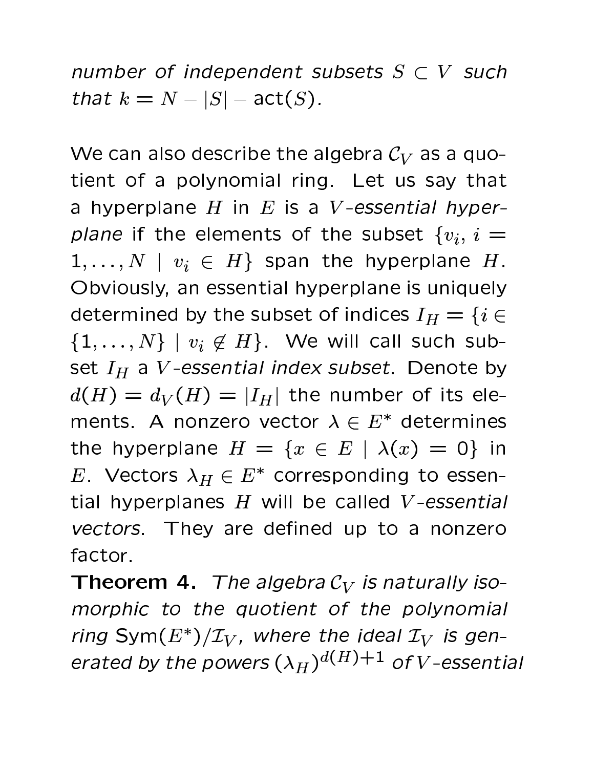*number of independent subsets $S \subset V$ such that $k = N - |S| - \mathrm{act}(S)$.*

We can also describe the algebra $\mathcal{C}_V$ as a quotient of a polynomial ring. Let us say that a hyperplane $H$ in $E$ is a *$V$-essential hyperplane* if the elements of the subset $\{v_i,\, i = 1, \dots, N \mid v_i \in H\}$ span the hyperplane $H$. Obviously, an essential hyperplane is uniquely determined by the subset of indices $I_H = \{i \in \{1, \dots, N\} \mid v_i \notin H\}$. We will call such subset $I_H$ a *$V$-essential index subset*. Denote by $d(H) = d_V(H) = |I_H|$ the number of its elements. A nonzero vector $\lambda \in E^*$ determines the hyperplane $H = \{x \in E \mid \lambda(x) = 0\}$ in $E$. Vectors $\lambda_H \in E^*$ corresponding to essential hyperplanes $H$ will be called *$V$-essential vectors*. They are defined up to a nonzero factor.

**Theorem 4.** *The algebra $\mathcal{C}_V$ is naturally isomorphic to the quotient of the polynomial ring $\mathrm{Sym}(E^*)/\mathcal{I}_V$, where the ideal $\mathcal{I}_V$ is generated by the powers $(\lambda_H)^{d(H)+1}$ of $V$-essential*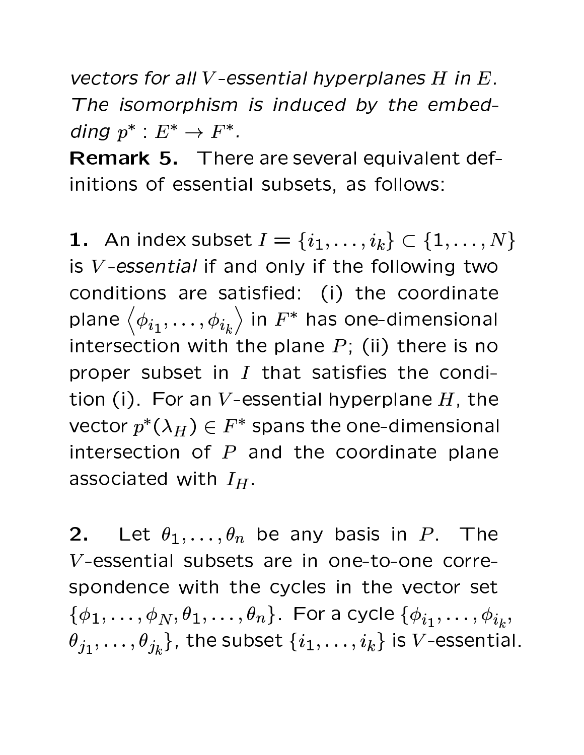*vectors for all $V$-essential hyperplanes $H$ in $E$. The isomorphism is induced by the embedding $p^* : E^* \to F^*$.*

**Remark 5.** There are several equivalent definitions of essential subsets, as follows:

**1.** An index subset $I = \{i_1, \ldots, i_k\} \subset \{1, \ldots, N\}$ is *$V$-essential* if and only if the following two conditions are satisfied: (i) the coordinate plane $\left\langle \phi_{i_1}, \ldots, \phi_{i_k} \right\rangle$ in $F^*$ has one-dimensional intersection with the plane $P$; (ii) there is no proper subset in $I$ that satisfies the condition (i). For an $V$-essential hyperplane $H$, the vector $p^*(\lambda_H) \in F^*$ spans the one-dimensional intersection of $P$ and the coordinate plane associated with $I_H$.

**2.** Let $\theta_1, \ldots, \theta_n$ be any basis in $P$. The $V$-essential subsets are in one-to-one correspondence with the cycles in the vector set $\{\phi_1, \ldots, \phi_N, \theta_1, \ldots, \theta_n\}$. For a cycle $\{\phi_{i_1}, \ldots, \phi_{i_k}, \theta_{j_1}, \ldots, \theta_{j_k}\}$, the subset $\{i_1, \ldots, i_k\}$ is $V$-essential.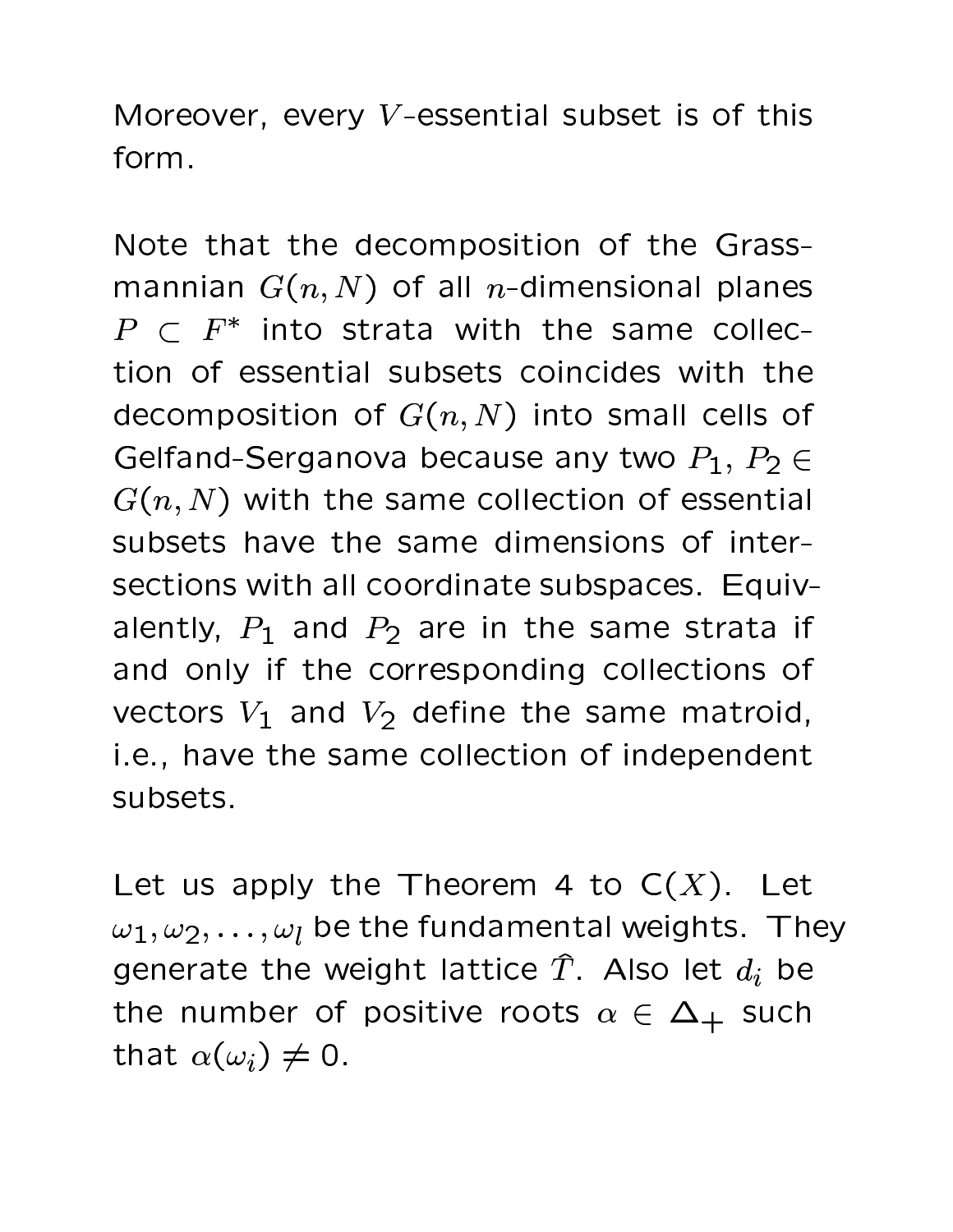Moreover, every $V$-essential subset is of this form.

Note that the decomposition of the Grassmannian $G(n, N)$ of all $n$-dimensional planes $P \subset F^*$ into strata with the same collection of essential subsets coincides with the decomposition of $G(n, N)$ into small cells of Gelfand-Serganova because any two $P_1$, $P_2 \in G(n, N)$ with the same collection of essential subsets have the same dimensions of intersections with all coordinate subspaces. Equivalently, $P_1$ and $P_2$ are in the same strata if and only if the corresponding collections of vectors $V_1$ and $V_2$ define the same matroid, i.e., have the same collection of independent subsets.

Let us apply the Theorem 4 to C$(X)$. Let $\omega_1, \omega_2, \ldots, \omega_l$ be the fundamental weights. They generate the weight lattice $\hat{T}$. Also let $d_i$ be the number of positive roots $\alpha \in \Delta_+$ such that $\alpha(\omega_i) \neq 0$.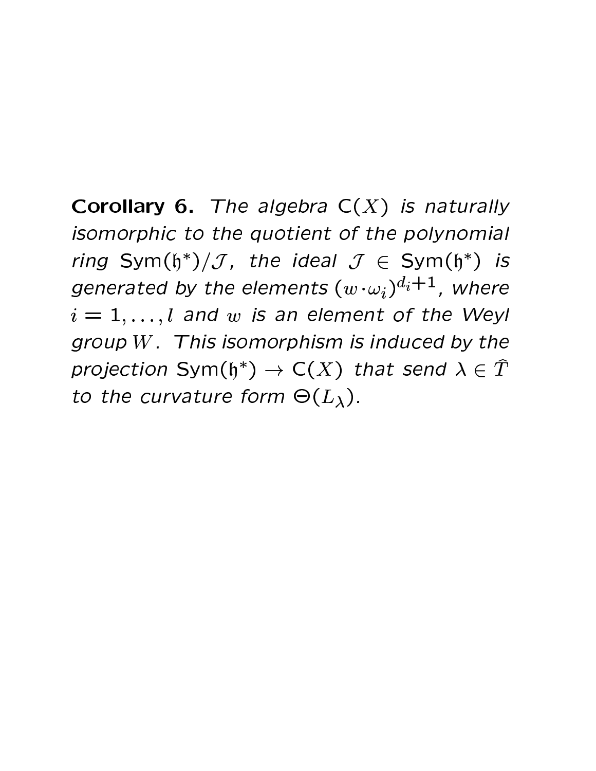**Corollary 6.** *The algebra* $\mathsf{C}(X)$ *is naturally isomorphic to the quotient of the polynomial ring* $\mathsf{Sym}(\mathfrak{h}^*)/\mathcal{J}$*, the ideal* $\mathcal{J} \in \mathsf{Sym}(\mathfrak{h}^*)$ *is generated by the elements* $(w \cdot \omega_i)^{d_i+1}$*, where* $i = 1, \ldots, l$ *and* $w$ *is an element of the Weyl group* $W$*. This isomorphism is induced by the projection* $\mathsf{Sym}(\mathfrak{h}^*) \to \mathsf{C}(X)$ *that send* $\lambda \in \widehat{T}$ *to the curvature form* $\Theta(L_\lambda)$*.*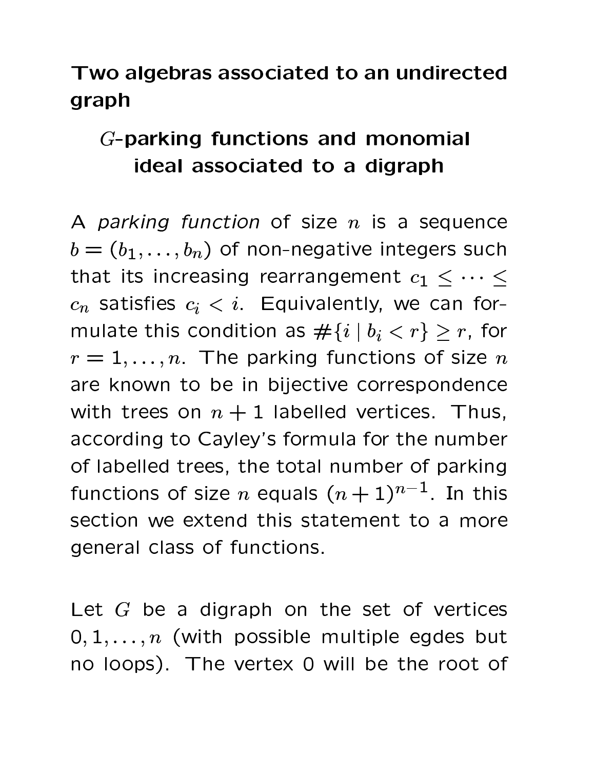# Two algebras associated to an undirected graph

## $G$-parking functions and monomial ideal associated to a digraph

A *parking function* of size $n$ is a sequence $b = (b_1, \ldots, b_n)$ of non-negative integers such that its increasing rearrangement $c_1 \leq \cdots \leq c_n$ satisfies $c_i < i$. Equivalently, we can formulate this condition as $\#\{i \mid b_i < r\} \geq r$, for $r = 1, \ldots, n$. The parking functions of size $n$ are known to be in bijective correspondence with trees on $n + 1$ labelled vertices. Thus, according to Cayley's formula for the number of labelled trees, the total number of parking functions of size $n$ equals $(n + 1)^{n-1}$. In this section we extend this statement to a more general class of functions.

Let $G$ be a digraph on the set of vertices $0, 1, \ldots, n$ (with possible multiple egdes but no loops). The vertex 0 will be the root of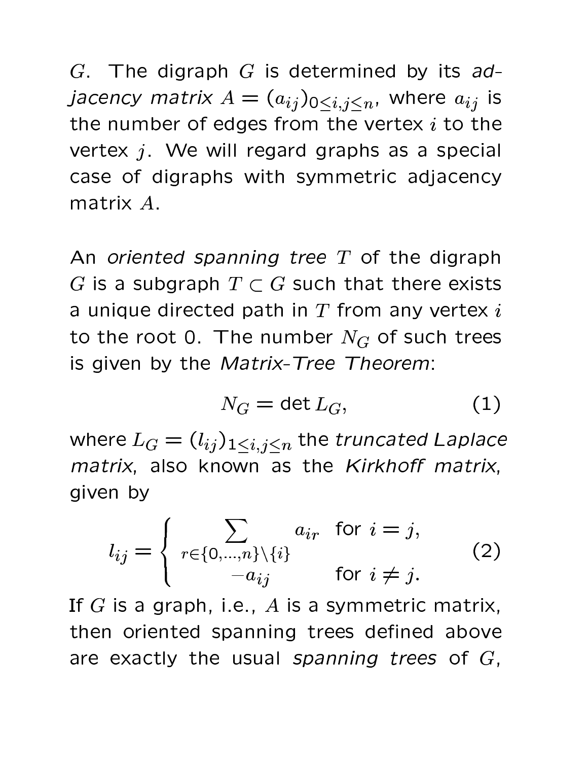$G$. The digraph $G$ is determined by its *adjacency matrix* $A = (a_{ij})_{0 \le i,j \le n}$, where $a_{ij}$ is the number of edges from the vertex $i$ to the vertex $j$. We will regard graphs as a special case of digraphs with symmetric adjacency matrix $A$.

An *oriented spanning tree* $T$ of the digraph $G$ is a subgraph $T \subset G$ such that there exists a unique directed path in $T$ from any vertex $i$ to the root 0. The number $N_G$ of such trees is given by the *Matrix-Tree Theorem*:

$$N_G = \det L_G, \tag{1}$$

where $L_G = (l_{ij})_{1 \le i,j \le n}$ the *truncated Laplace matrix*, also known as the *Kirkhoff matrix*, given by

$$l_{ij} = \begin{cases} \displaystyle\sum_{r \in \{0,\ldots,n\} \setminus \{i\}} a_{ir} & \text{for } i = j, \\ -a_{ij} & \text{for } i \neq j. \end{cases} \tag{2}$$

If $G$ is a graph, i.e., $A$ is a symmetric matrix, then oriented spanning trees defined above are exactly the usual *spanning trees* of $G$,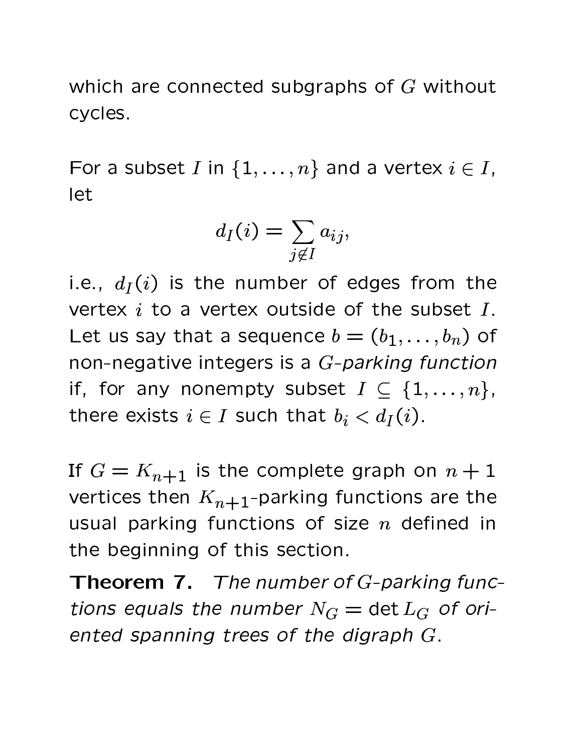which are connected subgraphs of $G$ without cycles.

For a subset $I$ in $\{1, \ldots, n\}$ and a vertex $i \in I$, let

$$d_I(i) = \sum_{j \notin I} a_{ij},$$

i.e., $d_I(i)$ is the number of edges from the vertex $i$ to a vertex outside of the subset $I$. Let us say that a sequence $b = (b_1, \ldots, b_n)$ of non-negative integers is a *$G$-parking function* if, for any nonempty subset $I \subseteq \{1, \ldots, n\}$, there exists $i \in I$ such that $b_i < d_I(i)$.

If $G = K_{n+1}$ is the complete graph on $n+1$ vertices then $K_{n+1}$-parking functions are the usual parking functions of size $n$ defined in the beginning of this section.

**Theorem 7.** *The number of $G$-parking functions equals the number $N_G = \det L_G$ of oriented spanning trees of the digraph $G$.*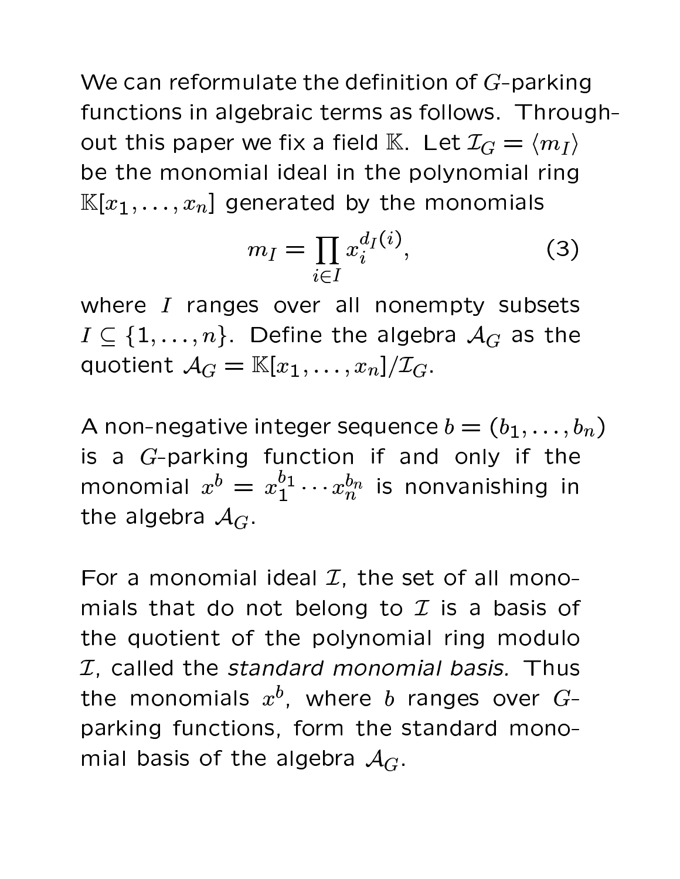We can reformulate the definition of $G$-parking functions in algebraic terms as follows. Throughout this paper we fix a field $\mathbb{K}$. Let $\mathcal{I}_G = \langle m_I \rangle$ be the monomial ideal in the polynomial ring $\mathbb{K}[x_1, \ldots, x_n]$ generated by the monomials

$$m_I = \prod_{i \in I} x_i^{d_I(i)}, \tag{3}$$

where $I$ ranges over all nonempty subsets $I \subseteq \{1, \ldots, n\}$. Define the algebra $\mathcal{A}_G$ as the quotient $\mathcal{A}_G = \mathbb{K}[x_1, \ldots, x_n]/\mathcal{I}_G$.

A non-negative integer sequence $b = (b_1, \ldots, b_n)$ is a $G$-parking function if and only if the monomial $x^b = x_1^{b_1} \cdots x_n^{b_n}$ is nonvanishing in the algebra $\mathcal{A}_G$.

For a monomial ideal $\mathcal{I}$, the set of all monomials that do not belong to $\mathcal{I}$ is a basis of the quotient of the polynomial ring modulo $\mathcal{I}$, called the *standard monomial basis.* Thus the monomials $x^b$, where $b$ ranges over $G$-parking functions, form the standard monomial basis of the algebra $\mathcal{A}_G$.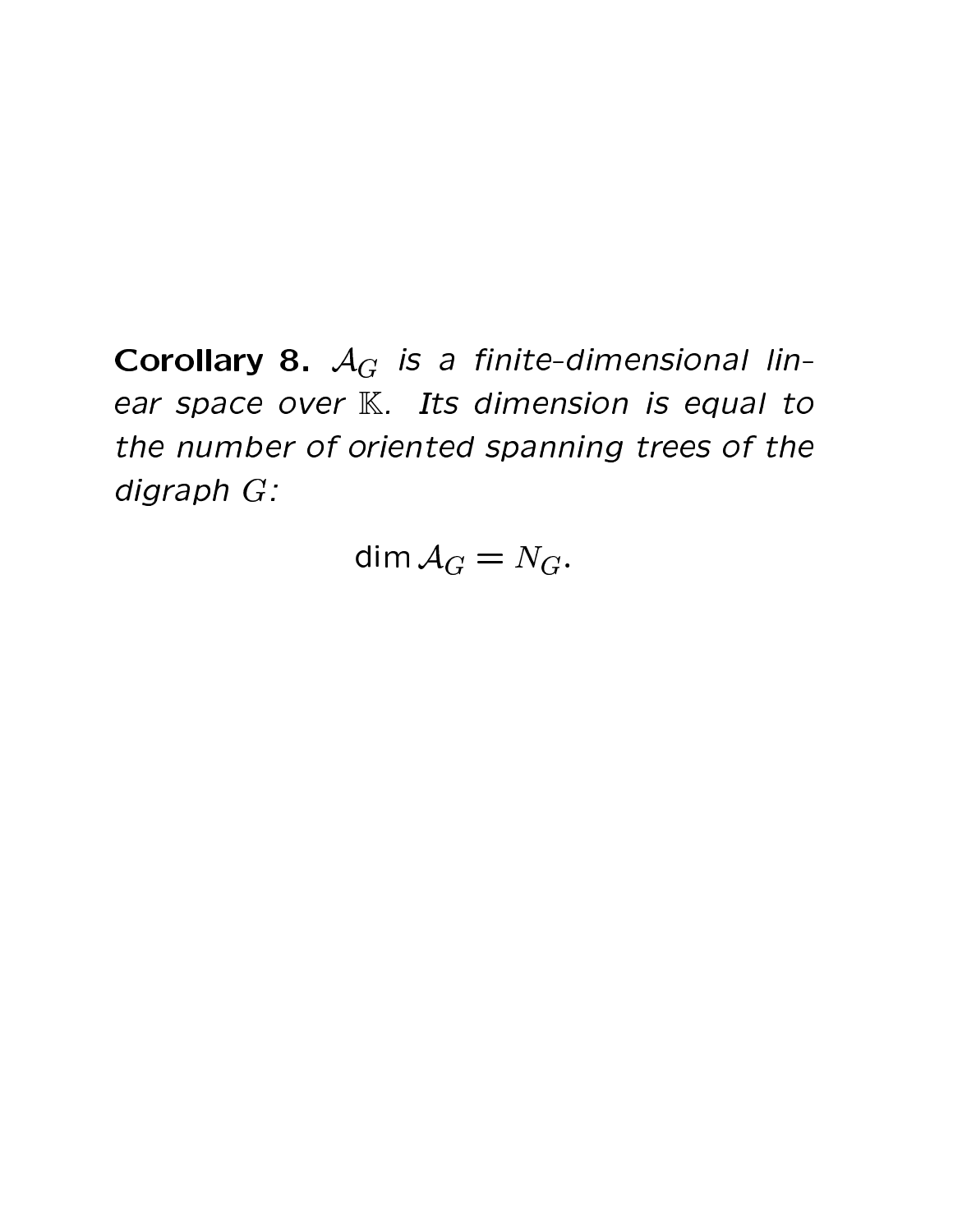**Corollary 8.** *$\mathcal{A}_G$ is a finite-dimensional linear space over $\mathbb{K}$. Its dimension is equal to the number of oriented spanning trees of the digraph $G$:*

$$\dim \mathcal{A}_G = N_G.$$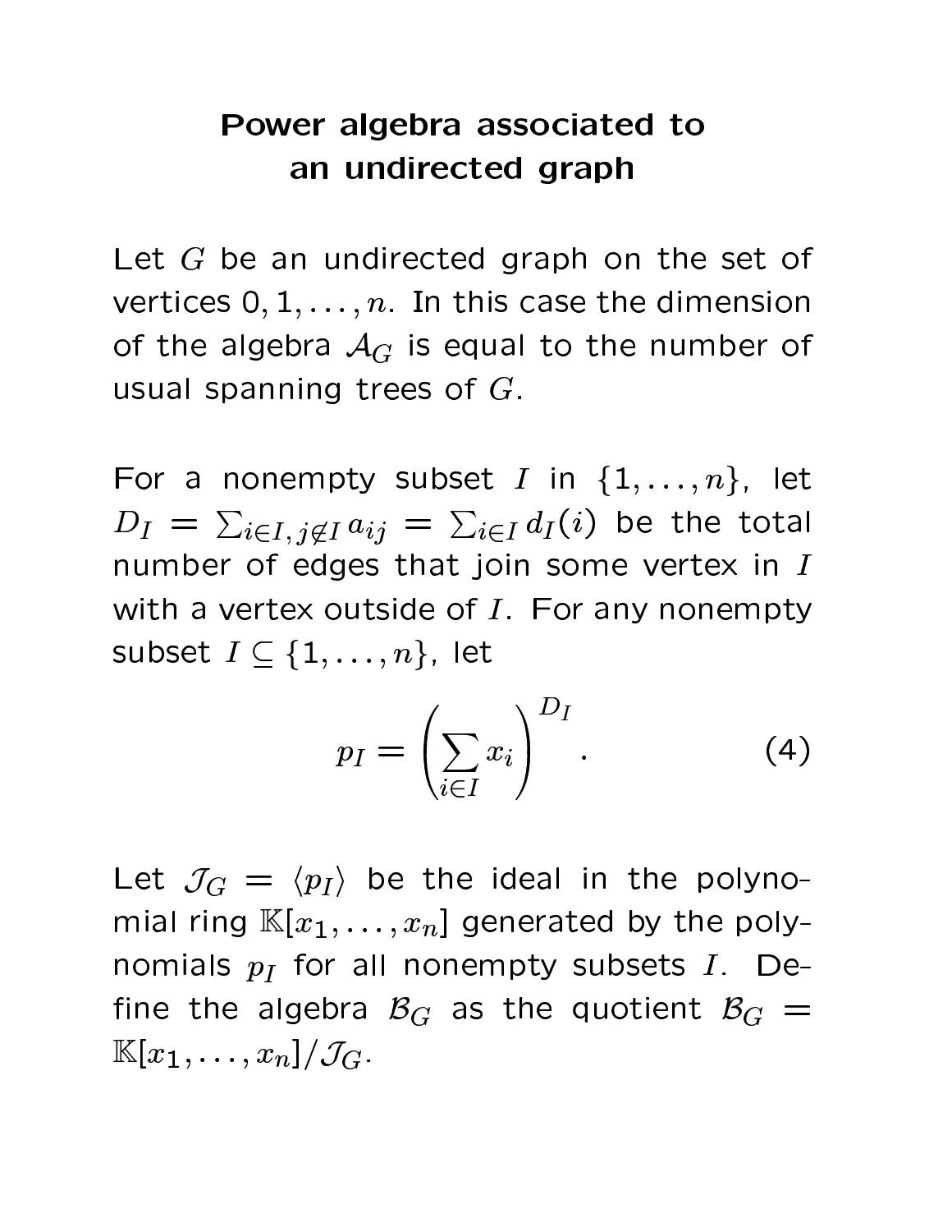# Power algebra associated to an undirected graph

Let $G$ be an undirected graph on the set of vertices $0, 1, \ldots, n$. In this case the dimension of the algebra $\mathcal{A}_G$ is equal to the number of usual spanning trees of $G$.

For a nonempty subset $I$ in $\{1, \ldots, n\}$, let $D_I = \sum_{i \in I,\, j \notin I} a_{ij} = \sum_{i \in I} d_I(i)$ be the total number of edges that join some vertex in $I$ with a vertex outside of $I$. For any nonempty subset $I \subseteq \{1, \ldots, n\}$, let

$$p_I = \left( \sum_{i \in I} x_i \right)^{D_I}. \tag{4}$$

Let $\mathcal{J}_G = \langle p_I \rangle$ be the ideal in the polynomial ring $\mathbb{K}[x_1, \ldots, x_n]$ generated by the polynomials $p_I$ for all nonempty subsets $I$. Define the algebra $\mathcal{B}_G$ as the quotient $\mathcal{B}_G = \mathbb{K}[x_1, \ldots, x_n]/\mathcal{J}_G$.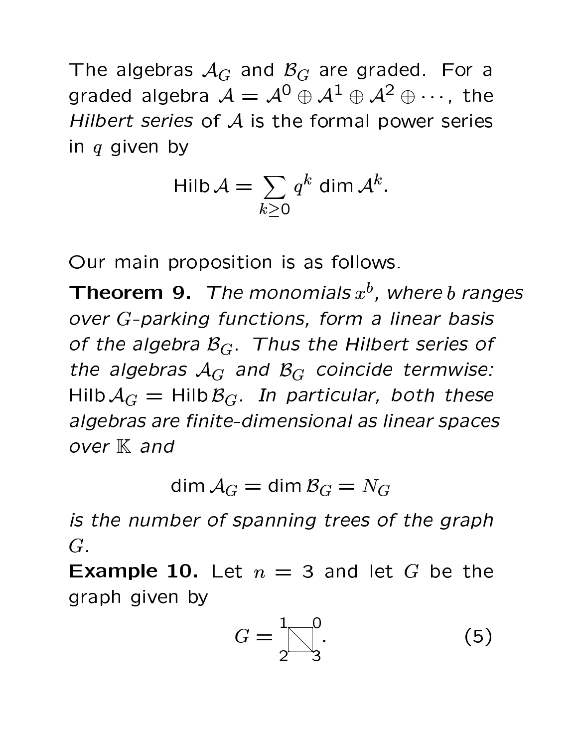The algebras $\mathcal{A}_G$ and $\mathcal{B}_G$ are graded. For a graded algebra $\mathcal{A} = \mathcal{A}^0 \oplus \mathcal{A}^1 \oplus \mathcal{A}^2 \oplus \cdots$, the *Hilbert series* of $\mathcal{A}$ is the formal power series in $q$ given by

$$\mathsf{Hilb}\,\mathcal{A} = \sum_{k \geq 0} q^k \dim \mathcal{A}^k.$$

Our main proposition is as follows.

**Theorem 9.** *The monomials $x^b$, where $b$ ranges over $G$-parking functions, form a linear basis of the algebra $\mathcal{B}_G$. Thus the Hilbert series of the algebras $\mathcal{A}_G$ and $\mathcal{B}_G$ coincide termwise: $\mathsf{Hilb}\,\mathcal{A}_G = \mathsf{Hilb}\,\mathcal{B}_G$. In particular, both these algebras are finite-dimensional as linear spaces over $\mathbb{K}$ and*

$$\dim \mathcal{A}_G = \dim \mathcal{B}_G = N_G$$

*is the number of spanning trees of the graph $G$.*

**Example 10.** Let $n = 3$ and let $G$ be the graph given by

$$G = \begin{array}{c} 1 \quad 0 \\ \boxed{\diagdown} \\ 2 \quad 3 \end{array}. \tag{5}$$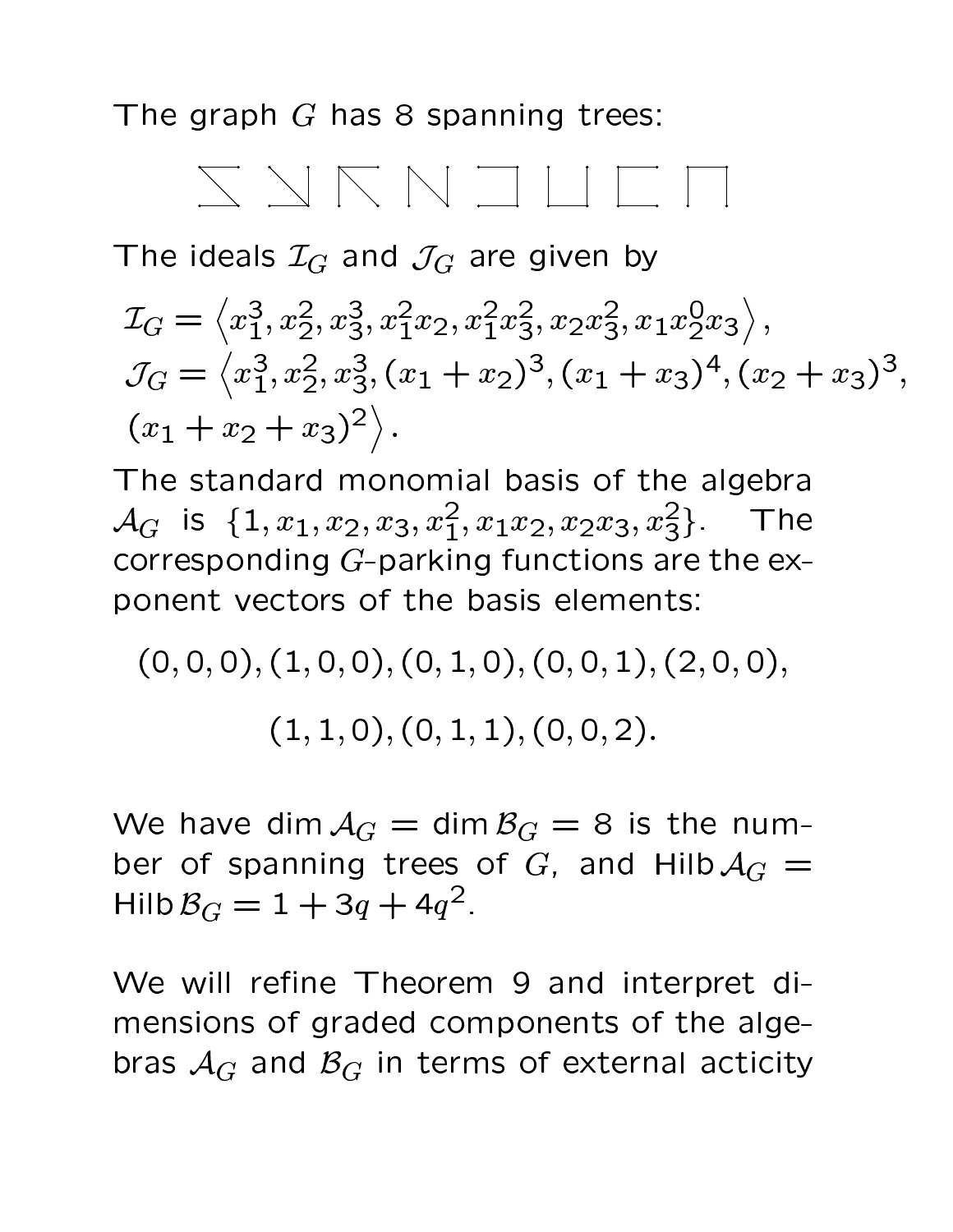The graph $G$ has 8 spanning trees:

The ideals $\mathcal{I}_G$ and $\mathcal{J}_G$ are given by

$$\mathcal{I}_G = \left\langle x_1^3, x_2^2, x_3^3, x_1^2 x_2, x_1^2 x_3^2, x_2 x_3^2, x_1 x_2^0 x_3 \right\rangle,$$

$$\mathcal{J}_G = \left\langle x_1^3, x_2^2, x_3^3, (x_1+x_2)^3, (x_1+x_3)^4, (x_2+x_3)^3, (x_1+x_2+x_3)^2 \right\rangle.$$

The standard monomial basis of the algebra $\mathcal{A}_G$ is $\{1, x_1, x_2, x_3, x_1^2, x_1 x_2, x_2 x_3, x_3^2\}$. The corresponding $G$-parking functions are the exponent vectors of the basis elements:

$$(0,0,0), (1,0,0), (0,1,0), (0,0,1), (2,0,0),$$
$$(1,1,0), (0,1,1), (0,0,2).$$

We have $\dim \mathcal{A}_G = \dim \mathcal{B}_G = 8$ is the number of spanning trees of $G$, and $\operatorname{Hilb} \mathcal{A}_G = \operatorname{Hilb} \mathcal{B}_G = 1 + 3q + 4q^2$.

We will refine Theorem 9 and interpret dimensions of graded components of the algebras $\mathcal{A}_G$ and $\mathcal{B}_G$ in terms of external acticity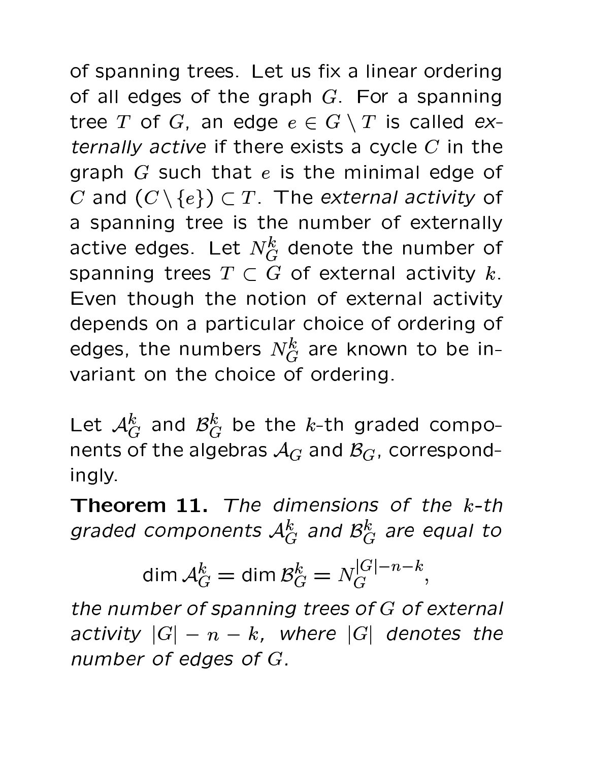of spanning trees. Let us fix a linear ordering of all edges of the graph $G$. For a spanning tree $T$ of $G$, an edge $e \in G \setminus T$ is called *externally active* if there exists a cycle $C$ in the graph $G$ such that $e$ is the minimal edge of $C$ and $(C \setminus \{e\}) \subset T$. The *external activity* of a spanning tree is the number of externally active edges. Let $N_G^k$ denote the number of spanning trees $T \subset G$ of external activity $k$. Even though the notion of external activity depends on a particular choice of ordering of edges, the numbers $N_G^k$ are known to be invariant on the choice of ordering.

Let $\mathcal{A}_G^k$ and $\mathcal{B}_G^k$ be the $k$-th graded components of the algebras $\mathcal{A}_G$ and $\mathcal{B}_G$, correspondingly.

**Theorem 11.** *The dimensions of the $k$-th graded components $\mathcal{A}_G^k$ and $\mathcal{B}_G^k$ are equal to*

$$\dim \mathcal{A}_G^k = \dim \mathcal{B}_G^k = N_G^{|G|-n-k},$$

*the number of spanning trees of $G$ of external activity $|G| - n - k$, where $|G|$ denotes the number of edges of $G$.*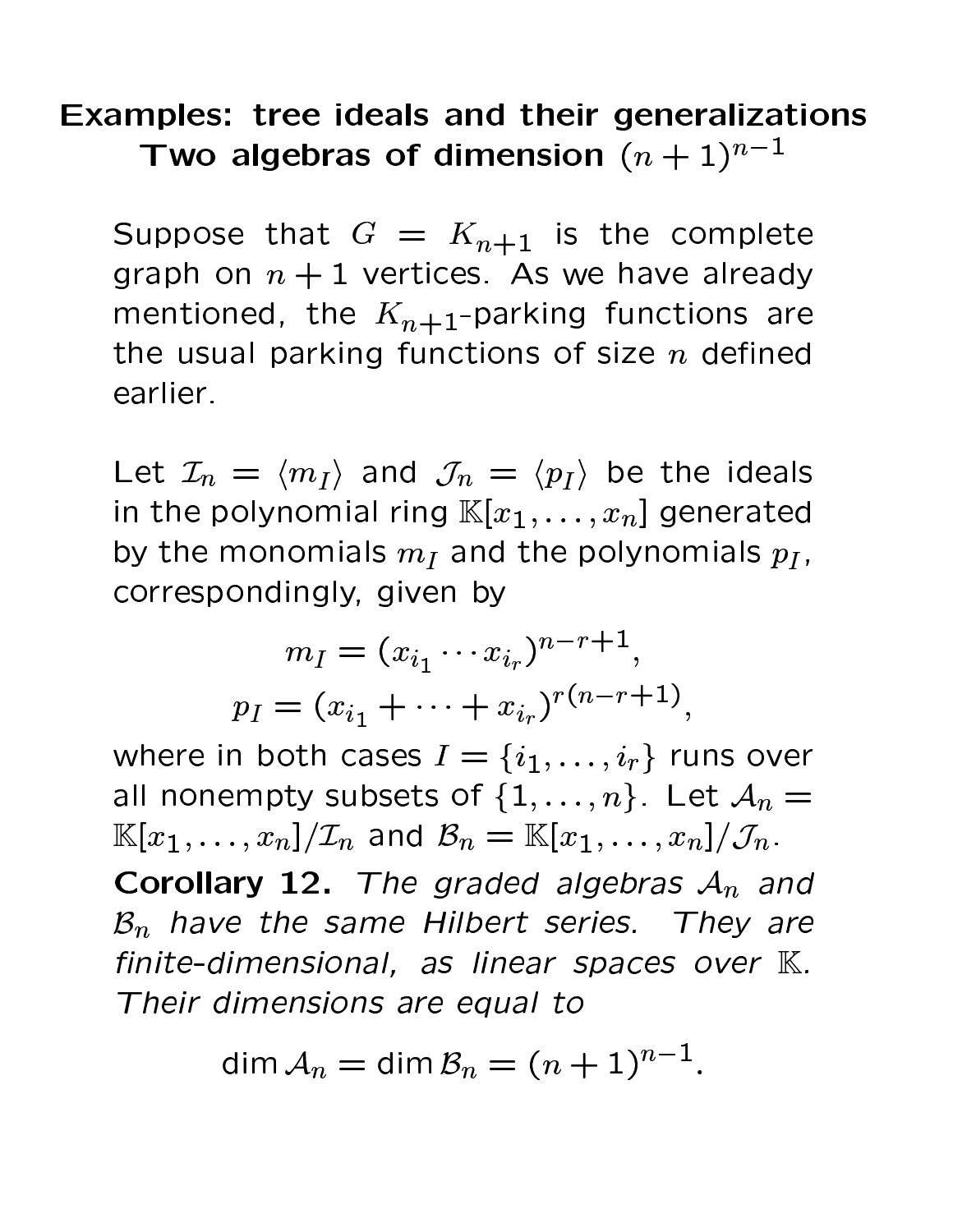## Examples: tree ideals and their generalizations
## Two algebras of dimension $(n+1)^{n-1}$

Suppose that $G = K_{n+1}$ is the complete graph on $n+1$ vertices. As we have already mentioned, the $K_{n+1}$-parking functions are the usual parking functions of size $n$ defined earlier.

Let $\mathcal{I}_n = \langle m_I \rangle$ and $\mathcal{J}_n = \langle p_I \rangle$ be the ideals in the polynomial ring $\mathbb{K}[x_1, \ldots, x_n]$ generated by the monomials $m_I$ and the polynomials $p_I$, correspondingly, given by

$$m_I = (x_{i_1} \cdots x_{i_r})^{n-r+1},$$
$$p_I = (x_{i_1} + \cdots + x_{i_r})^{r(n-r+1)},$$

where in both cases $I = \{i_1, \ldots, i_r\}$ runs over all nonempty subsets of $\{1, \ldots, n\}$. Let $\mathcal{A}_n = \mathbb{K}[x_1, \ldots, x_n]/\mathcal{I}_n$ and $\mathcal{B}_n = \mathbb{K}[x_1, \ldots, x_n]/\mathcal{J}_n$.

**Corollary 12.** *The graded algebras $\mathcal{A}_n$ and $\mathcal{B}_n$ have the same Hilbert series. They are finite-dimensional, as linear spaces over $\mathbb{K}$. Their dimensions are equal to*

$$\dim \mathcal{A}_n = \dim \mathcal{B}_n = (n+1)^{n-1}.$$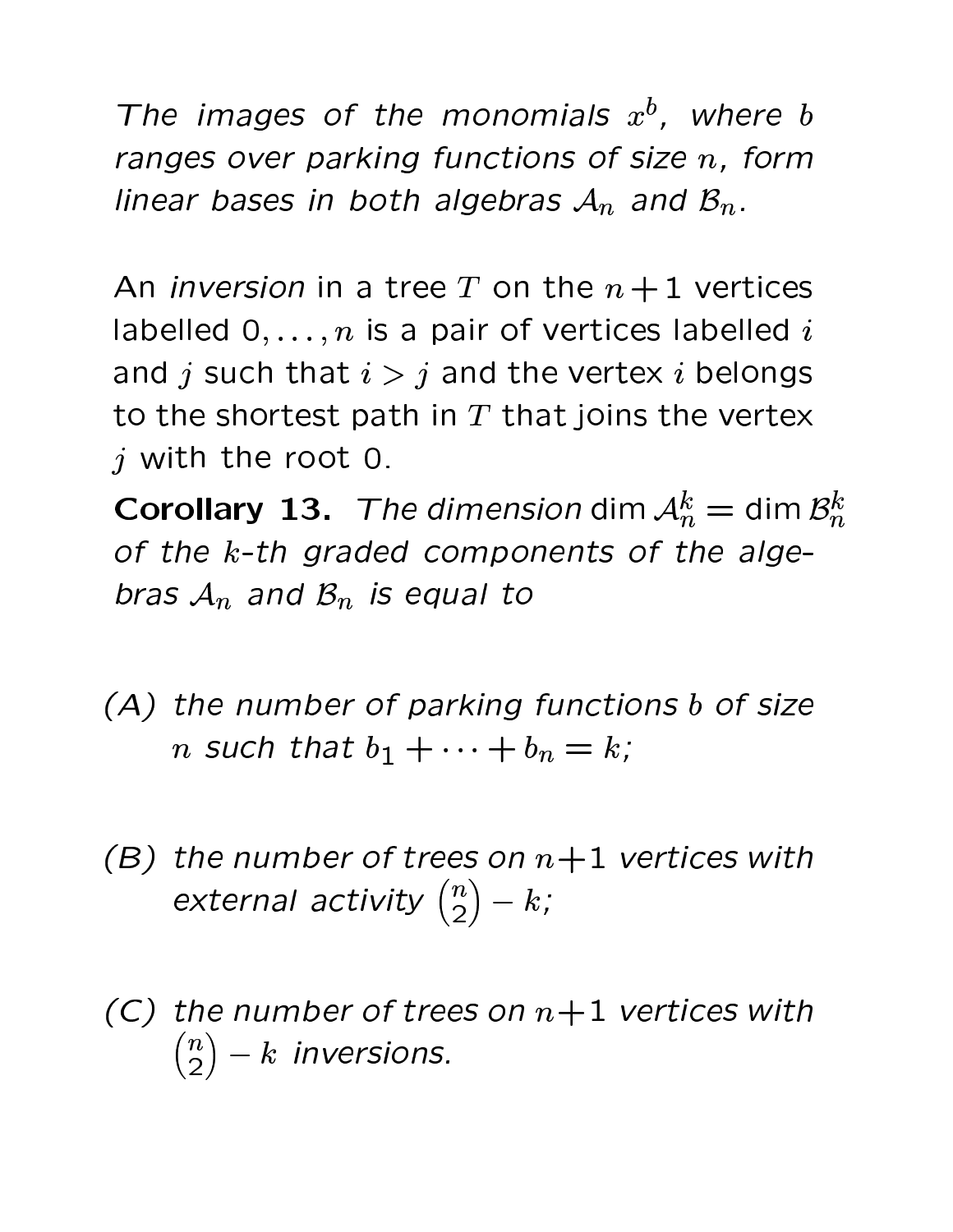*The images of the monomials $x^b$, where $b$ ranges over parking functions of size $n$, form linear bases in both algebras $\mathcal{A}_n$ and $\mathcal{B}_n$.*

An *inversion* in a tree $T$ on the $n+1$ vertices labelled $0, \ldots, n$ is a pair of vertices labelled $i$ and $j$ such that $i > j$ and the vertex $i$ belongs to the shortest path in $T$ that joins the vertex $j$ with the root 0.

**Corollary 13.** *The dimension* $\dim \mathcal{A}_n^k = \dim \mathcal{B}_n^k$ *of the $k$-th graded components of the algebras $\mathcal{A}_n$ and $\mathcal{B}_n$ is equal to*

*(A) the number of parking functions $b$ of size $n$ such that $b_1 + \cdots + b_n = k$;*

*(B) the number of trees on $n+1$ vertices with external activity $\binom{n}{2} - k$;*

*(C) the number of trees on $n+1$ vertices with $\binom{n}{2} - k$ inversions.*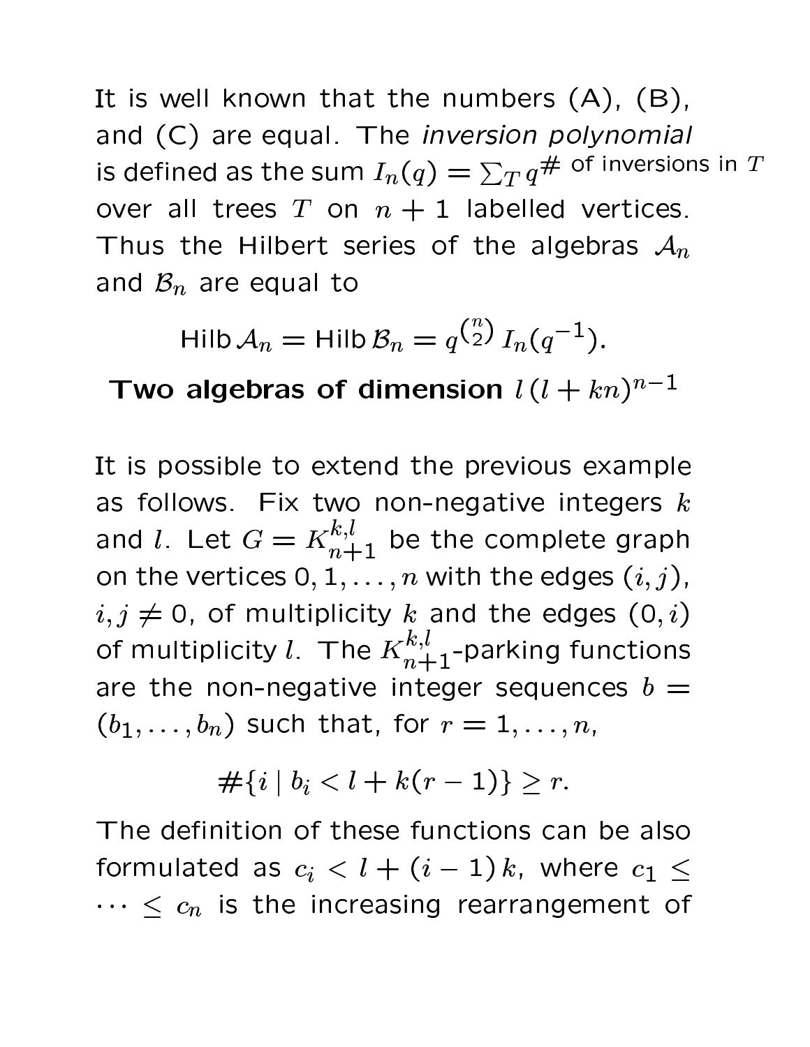It is well known that the numbers (A), (B), and (C) are equal. The *inversion polynomial* is defined as the sum $I_n(q) = \sum_T q^{\#\text{ of inversions in } T}$ over all trees $T$ on $n+1$ labelled vertices. Thus the Hilbert series of the algebras $\mathcal{A}_n$ and $\mathcal{B}_n$ are equal to

$$\mathrm{Hilb}\,\mathcal{A}_n = \mathrm{Hilb}\,\mathcal{B}_n = q^{\binom{n}{2}}\, I_n(q^{-1}).$$

## Two algebras of dimension $l\,(l+kn)^{n-1}$

It is possible to extend the previous example as follows. Fix two non-negative integers $k$ and $l$. Let $G = K_{n+1}^{k,l}$ be the complete graph on the vertices $0, 1, \ldots, n$ with the edges $(i,j)$, $i, j \neq 0$, of multiplicity $k$ and the edges $(0,i)$ of multiplicity $l$. The $K_{n+1}^{k,l}$-parking functions are the non-negative integer sequences $b = (b_1, \ldots, b_n)$ such that, for $r = 1, \ldots, n$,

$$\#\{i \mid b_i < l + k(r-1)\} \geq r.$$

The definition of these functions can be also formulated as $c_i < l + (i-1)\,k$, where $c_1 \leq \cdots \leq c_n$ is the increasing rearrangement of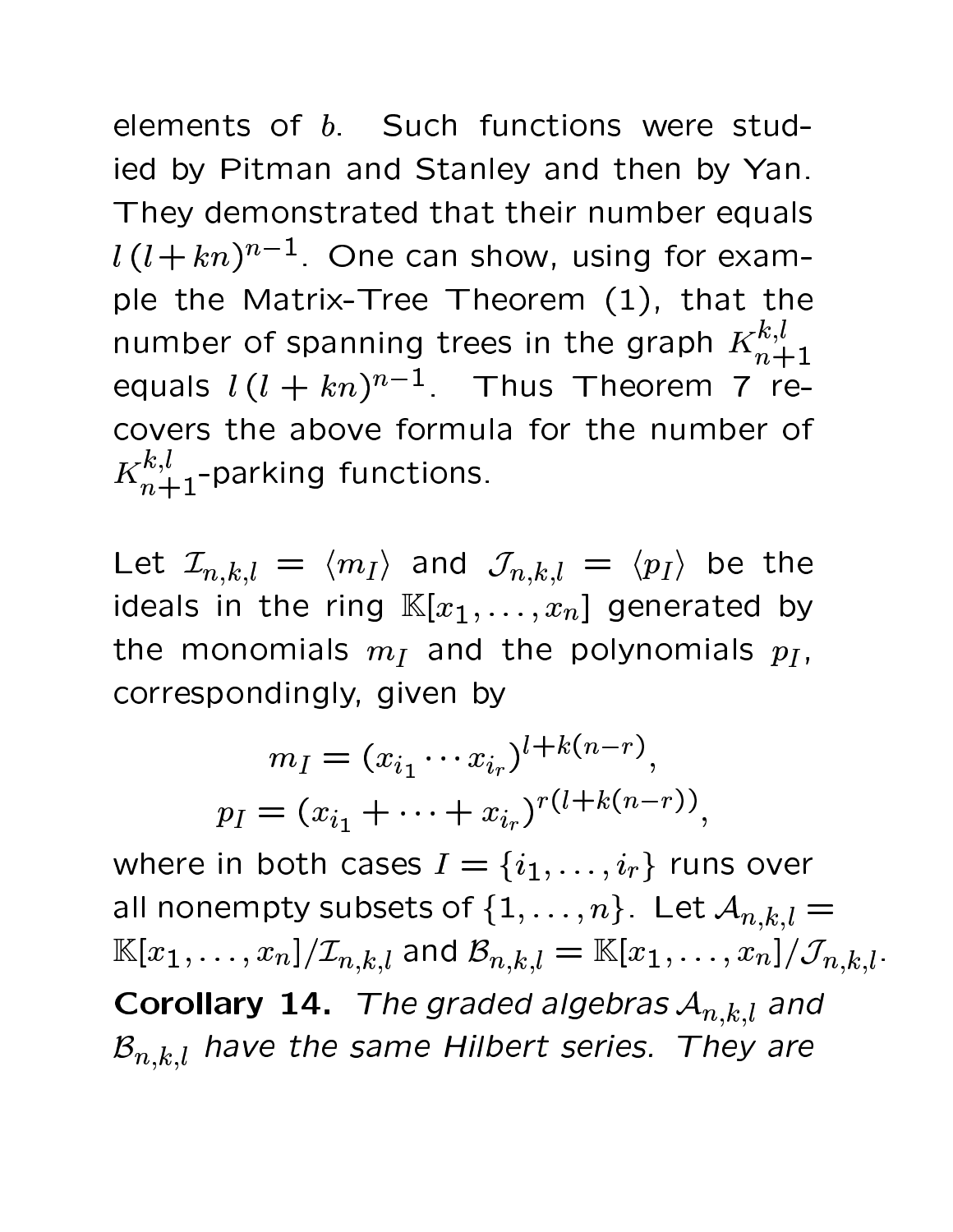elements of $b$. Such functions were studied by Pitman and Stanley and then by Yan. They demonstrated that their number equals $l\,(l+kn)^{n-1}$. One can show, using for example the Matrix-Tree Theorem (1), that the number of spanning trees in the graph $K_{n+1}^{k,l}$ equals $l\,(l+kn)^{n-1}$. Thus Theorem 7 recovers the above formula for the number of $K_{n+1}^{k,l}$-parking functions.

Let $\mathcal{I}_{n,k,l} = \langle m_I \rangle$ and $\mathcal{J}_{n,k,l} = \langle p_I \rangle$ be the ideals in the ring $\mathbb{K}[x_1, \ldots, x_n]$ generated by the monomials $m_I$ and the polynomials $p_I$, correspondingly, given by

$$m_I = (x_{i_1} \cdots x_{i_r})^{l+k(n-r)},$$
$$p_I = (x_{i_1} + \cdots + x_{i_r})^{r(l+k(n-r))},$$

where in both cases $I = \{i_1, \ldots, i_r\}$ runs over all nonempty subsets of $\{1, \ldots, n\}$. Let $\mathcal{A}_{n,k,l} = \mathbb{K}[x_1, \ldots, x_n]/\mathcal{I}_{n,k,l}$ and $\mathcal{B}_{n,k,l} = \mathbb{K}[x_1, \ldots, x_n]/\mathcal{J}_{n,k,l}$.

**Corollary 14.** *The graded algebras $\mathcal{A}_{n,k,l}$ and $\mathcal{B}_{n,k,l}$ have the same Hilbert series. They are*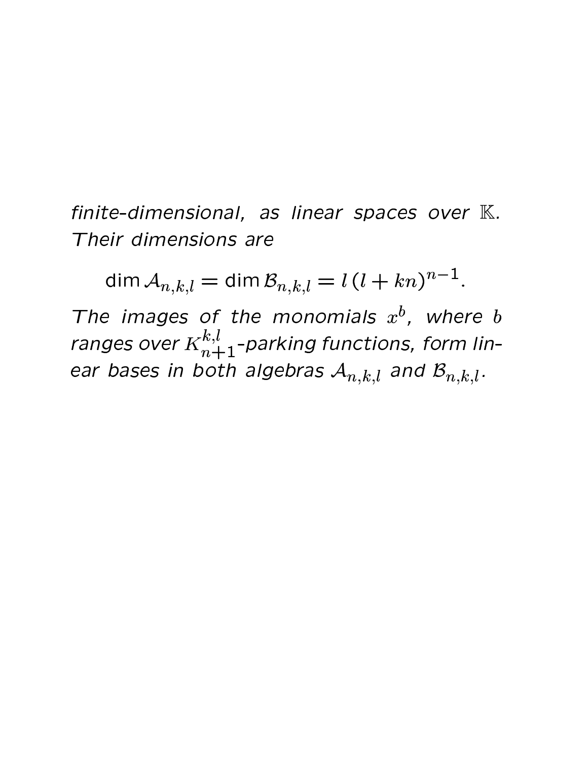*finite-dimensional, as linear spaces over $\mathbb{K}$. Their dimensions are*

$$\dim \mathcal{A}_{n,k,l} = \dim \mathcal{B}_{n,k,l} = l\,(l + kn)^{n-1}.$$

*The images of the monomials $x^b$, where $b$ ranges over $K_{n+1}^{k,l}$-parking functions, form linear bases in both algebras $\mathcal{A}_{n,k,l}$ and $\mathcal{B}_{n,k,l}$.*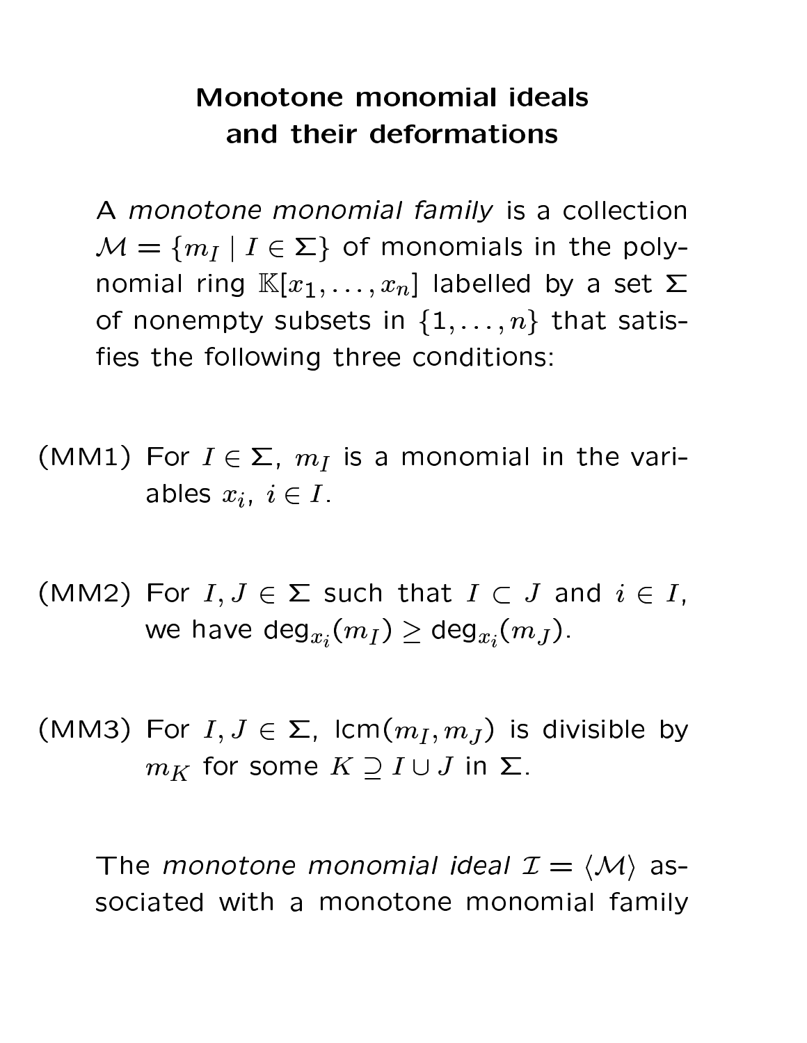# Monotone monomial ideals and their deformations

A *monotone monomial family* is a collection $\mathcal{M} = \{m_I \mid I \in \Sigma\}$ of monomials in the polynomial ring $\mathbb{K}[x_1, \ldots, x_n]$ labelled by a set $\Sigma$ of nonempty subsets in $\{1, \ldots, n\}$ that satisfies the following three conditions:

(MM1) For $I \in \Sigma$, $m_I$ is a monomial in the variables $x_i$, $i \in I$.

(MM2) For $I, J \in \Sigma$ such that $I \subset J$ and $i \in I$, we have $\deg_{x_i}(m_I) \geq \deg_{x_i}(m_J)$.

(MM3) For $I, J \in \Sigma$, $\mathrm{lcm}(m_I, m_J)$ is divisible by $m_K$ for some $K \supseteq I \cup J$ in $\Sigma$.

The *monotone monomial ideal* $\mathcal{I} = \langle \mathcal{M} \rangle$ associated with a monotone monomial family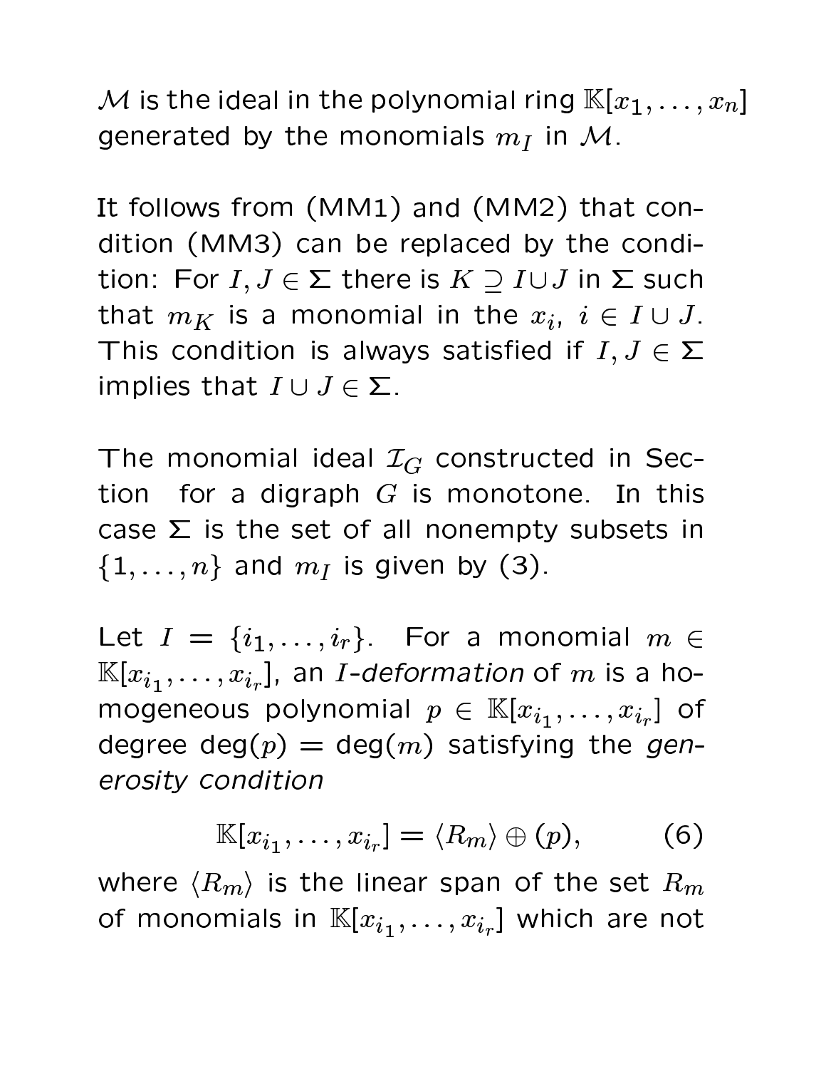$\mathcal{M}$ is the ideal in the polynomial ring $\mathbb{K}[x_1, \ldots, x_n]$ generated by the monomials $m_I$ in $\mathcal{M}$.

It follows from (MM1) and (MM2) that condition (MM3) can be replaced by the condition: For $I, J \in \Sigma$ there is $K \supseteq I \cup J$ in $\Sigma$ such that $m_K$ is a monomial in the $x_i$, $i \in I \cup J$. This condition is always satisfied if $I, J \in \Sigma$ implies that $I \cup J \in \Sigma$.

The monomial ideal $\mathcal{I}_G$ constructed in Section for a digraph $G$ is monotone. In this case $\Sigma$ is the set of all nonempty subsets in $\{1, \ldots, n\}$ and $m_I$ is given by (3).

Let $I = \{i_1, \ldots, i_r\}$. For a monomial $m \in \mathbb{K}[x_{i_1}, \ldots, x_{i_r}]$, an *$I$-deformation* of $m$ is a homogeneous polynomial $p \in \mathbb{K}[x_{i_1}, \ldots, x_{i_r}]$ of degree $\deg(p) = \deg(m)$ satisfying the *generosity condition*

$$\mathbb{K}[x_{i_1}, \ldots, x_{i_r}] = \langle R_m \rangle \oplus (p), \qquad (6)$$

where $\langle R_m \rangle$ is the linear span of the set $R_m$ of monomials in $\mathbb{K}[x_{i_1}, \ldots, x_{i_r}]$ which are not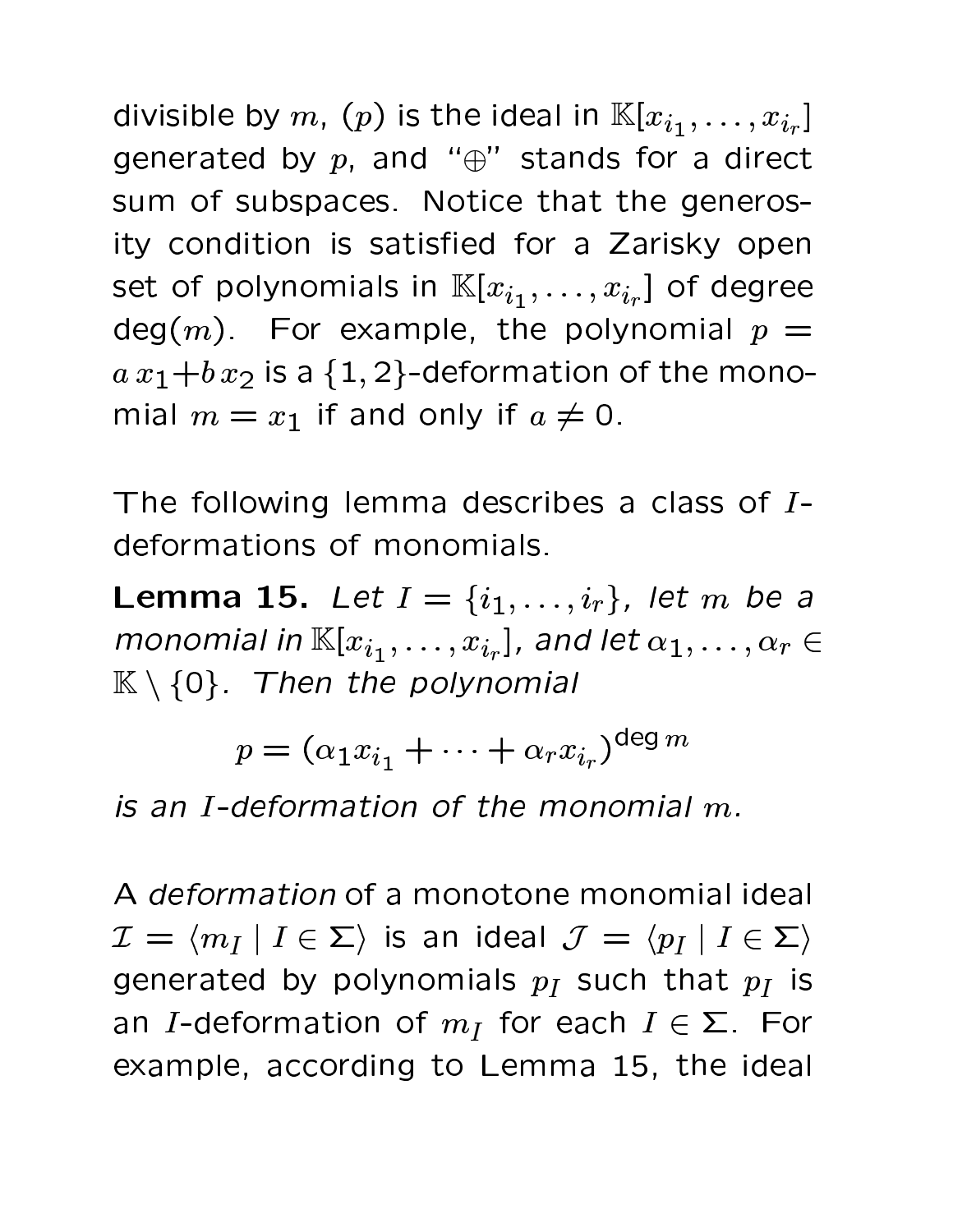divisible by $m$, $(p)$ is the ideal in $\mathbb{K}[x_{i_1}, \ldots, x_{i_r}]$ generated by $p$, and "$\oplus$" stands for a direct sum of subspaces. Notice that the generosity condition is satisfied for a Zarisky open set of polynomials in $\mathbb{K}[x_{i_1}, \ldots, x_{i_r}]$ of degree $\deg(m)$. For example, the polynomial $p = a\,x_1 + b\,x_2$ is a $\{1,2\}$-deformation of the monomial $m = x_1$ if and only if $a \neq 0$.

The following lemma describes a class of $I$-deformations of monomials.

**Lemma 15.** *Let $I = \{i_1, \ldots, i_r\}$, let $m$ be a monomial in $\mathbb{K}[x_{i_1}, \ldots, x_{i_r}]$, and let $\alpha_1, \ldots, \alpha_r \in \mathbb{K} \setminus \{0\}$. Then the polynomial*

$$p = (\alpha_1 x_{i_1} + \cdots + \alpha_r x_{i_r})^{\deg m}$$

*is an $I$-deformation of the monomial $m$.*

A *deformation* of a monotone monomial ideal $\mathcal{I} = \langle m_I \mid I \in \Sigma \rangle$ is an ideal $\mathcal{J} = \langle p_I \mid I \in \Sigma \rangle$ generated by polynomials $p_I$ such that $p_I$ is an $I$-deformation of $m_I$ for each $I \in \Sigma$. For example, according to Lemma 15, the ideal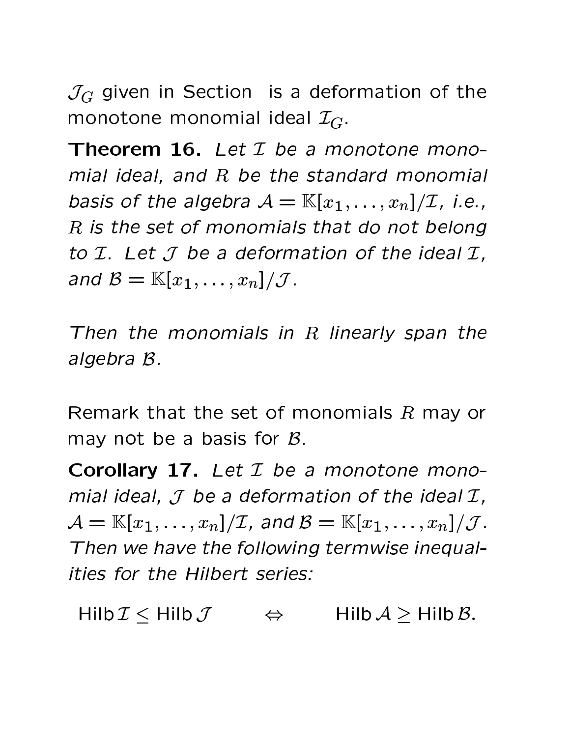$\mathcal{J}_G$ given in Section  is a deformation of the monotone monomial ideal $\mathcal{I}_G$.

**Theorem 16.** *Let $\mathcal{I}$ be a monotone monomial ideal, and $R$ be the standard monomial basis of the algebra $\mathcal{A} = \mathbb{K}[x_1, \ldots, x_n]/\mathcal{I}$, i.e., $R$ is the set of monomials that do not belong to $\mathcal{I}$. Let $\mathcal{J}$ be a deformation of the ideal $\mathcal{I}$, and $\mathcal{B} = \mathbb{K}[x_1, \ldots, x_n]/\mathcal{J}$.*

*Then the monomials in $R$ linearly span the algebra $\mathcal{B}$.*

Remark that the set of monomials $R$ may or may not be a basis for $\mathcal{B}$.

**Corollary 17.** *Let $\mathcal{I}$ be a monotone monomial ideal, $\mathcal{J}$ be a deformation of the ideal $\mathcal{I}$, $\mathcal{A} = \mathbb{K}[x_1, \ldots, x_n]/\mathcal{I}$, and $\mathcal{B} = \mathbb{K}[x_1, \ldots, x_n]/\mathcal{J}$. Then we have the following termwise inequalities for the Hilbert series:*

$$\mathrm{Hilb}\,\mathcal{I} \leq \mathrm{Hilb}\,\mathcal{J} \qquad \Leftrightarrow \qquad \mathrm{Hilb}\,\mathcal{A} \geq \mathrm{Hilb}\,\mathcal{B}.$$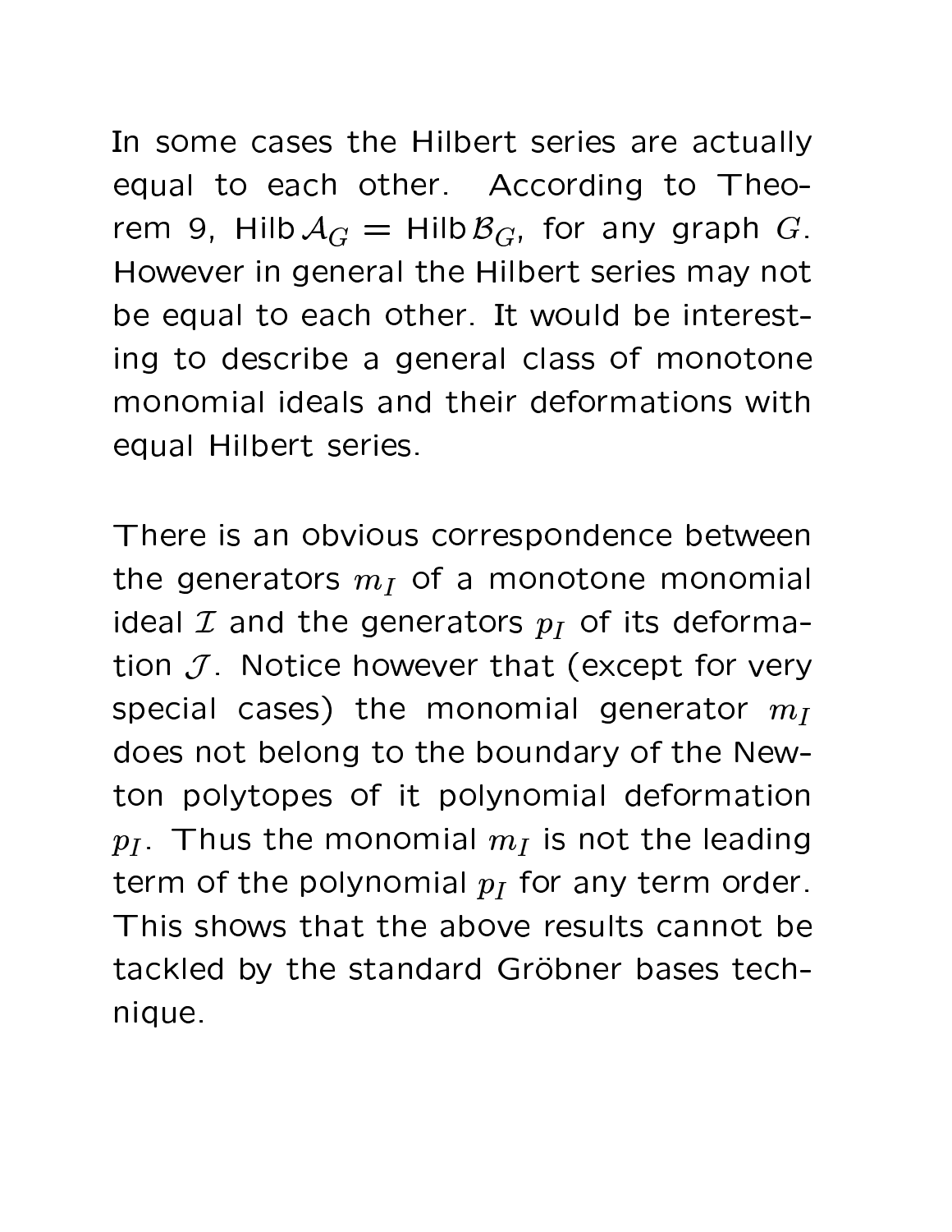In some cases the Hilbert series are actually equal to each other. According to Theorem 9, $\operatorname{Hilb} \mathcal{A}_G = \operatorname{Hilb} \mathcal{B}_G$, for any graph $G$. However in general the Hilbert series may not be equal to each other. It would be interesting to describe a general class of monotone monomial ideals and their deformations with equal Hilbert series.

There is an obvious correspondence between the generators $m_I$ of a monotone monomial ideal $\mathcal{I}$ and the generators $p_I$ of its deformation $\mathcal{J}$. Notice however that (except for very special cases) the monomial generator $m_I$ does not belong to the boundary of the Newton polytopes of it polynomial deformation $p_I$. Thus the monomial $m_I$ is not the leading term of the polynomial $p_I$ for any term order. This shows that the above results cannot be tackled by the standard Gröbner bases technique.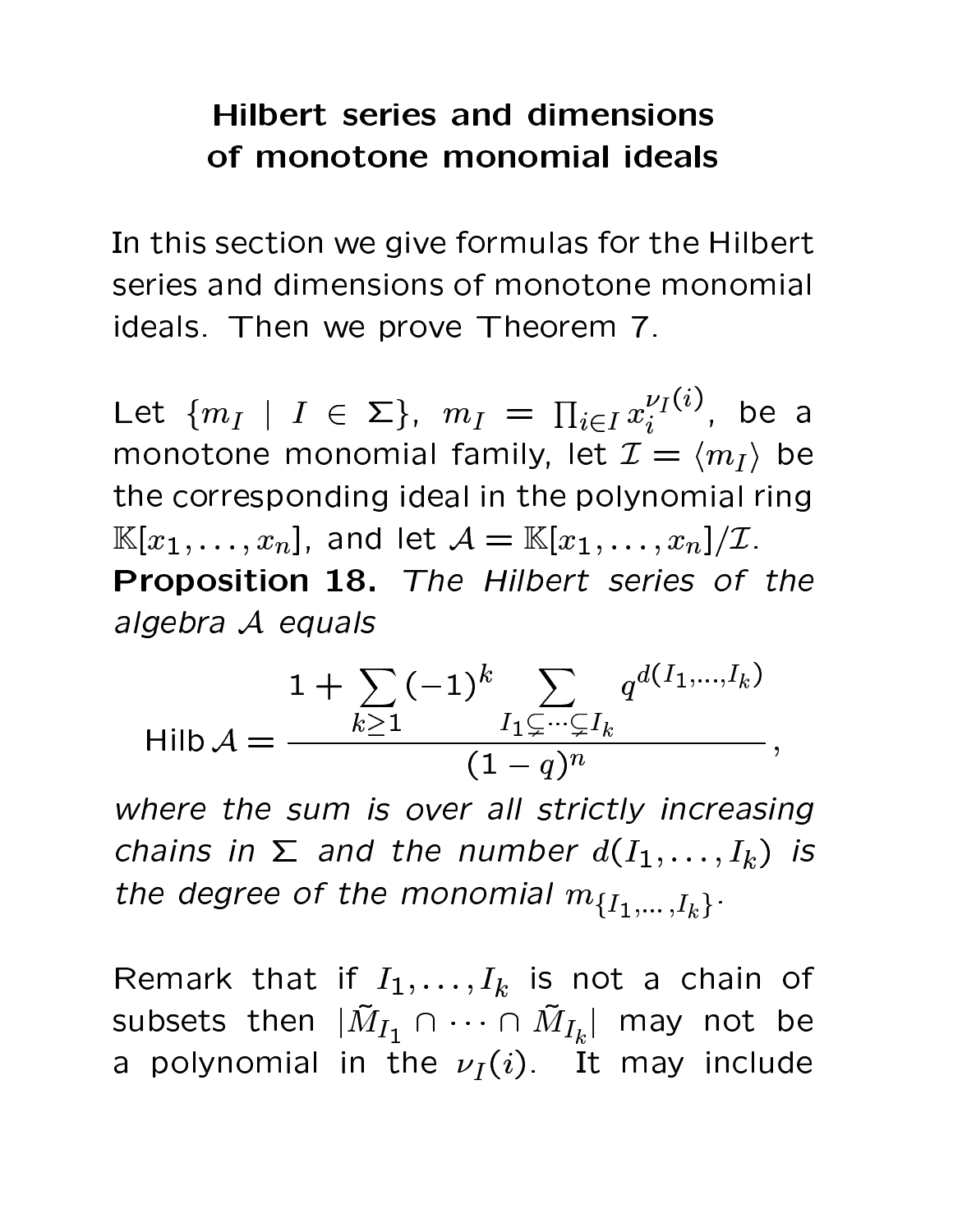## Hilbert series and dimensions of monotone monomial ideals

In this section we give formulas for the Hilbert series and dimensions of monotone monomial ideals. Then we prove Theorem 7.

Let $\{m_I \mid I \in \Sigma\}$, $m_I = \prod_{i \in I} x_i^{\nu_I(i)}$, be a monotone monomial family, let $\mathcal{I} = \langle m_I \rangle$ be the corresponding ideal in the polynomial ring $\mathbb{K}[x_1, \dots, x_n]$, and let $\mathcal{A} = \mathbb{K}[x_1, \dots, x_n]/\mathcal{I}$.

**Proposition 18.** *The Hilbert series of the algebra $\mathcal{A}$ equals*

$$\operatorname{Hilb} \mathcal{A} = \frac{1 + \sum_{k \geq 1} (-1)^k \sum_{I_1 \subsetneq \cdots \subsetneq I_k} q^{d(I_1, \dots, I_k)}}{(1-q)^n},$$

*where the sum is over all strictly increasing chains in $\Sigma$ and the number $d(I_1, \dots, I_k)$ is the degree of the monomial $m_{\{I_1, \dots, I_k\}}$.*

Remark that if $I_1, \dots, I_k$ is not a chain of subsets then $|\tilde{M}_{I_1} \cap \cdots \cap \tilde{M}_{I_k}|$ may not be a polynomial in the $\nu_I(i)$. It may include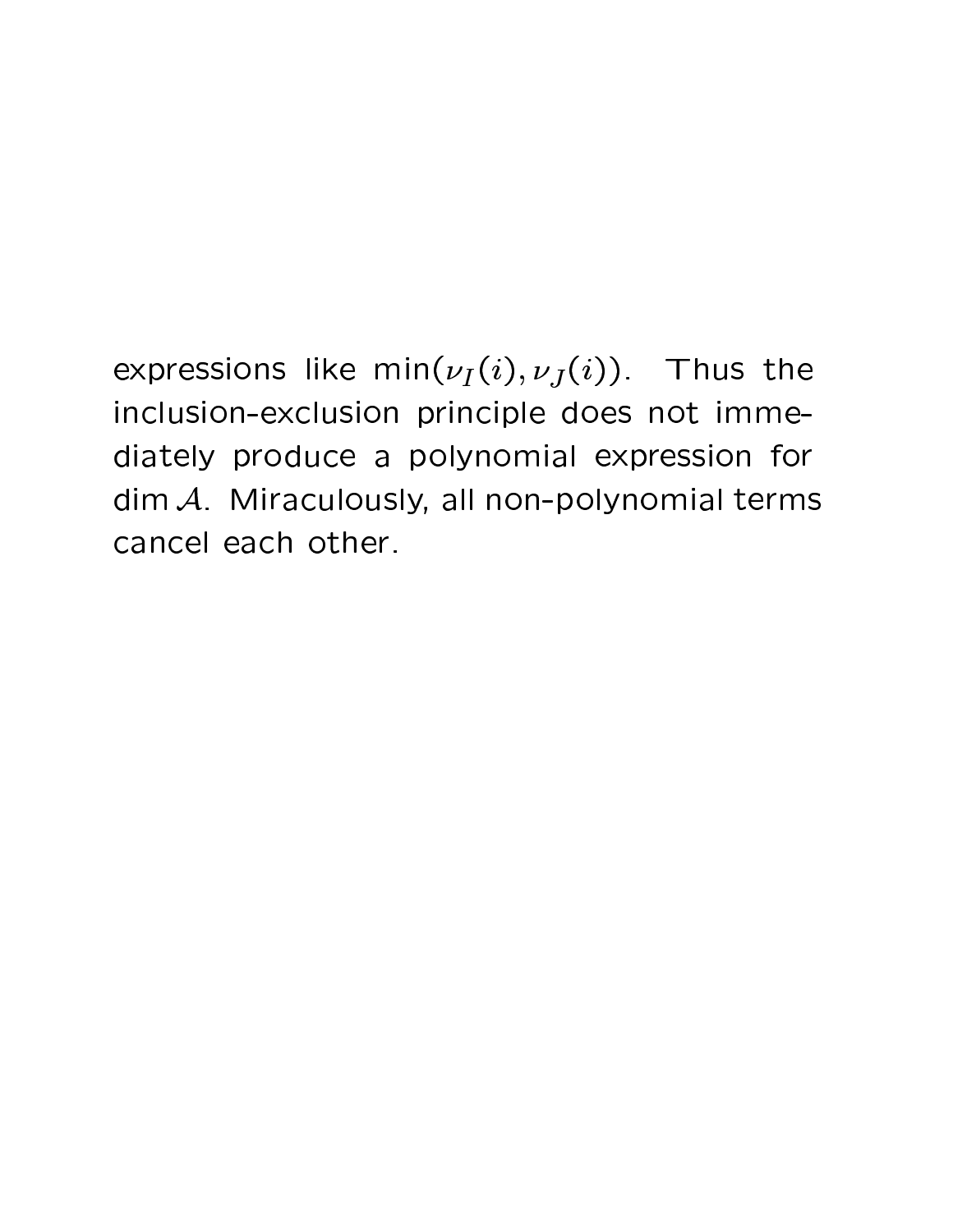expressions like $\min(\nu_I(i), \nu_J(i))$. Thus the inclusion-exclusion principle does not immediately produce a polynomial expression for $\dim \mathcal{A}$. Miraculously, all non-polynomial terms cancel each other.